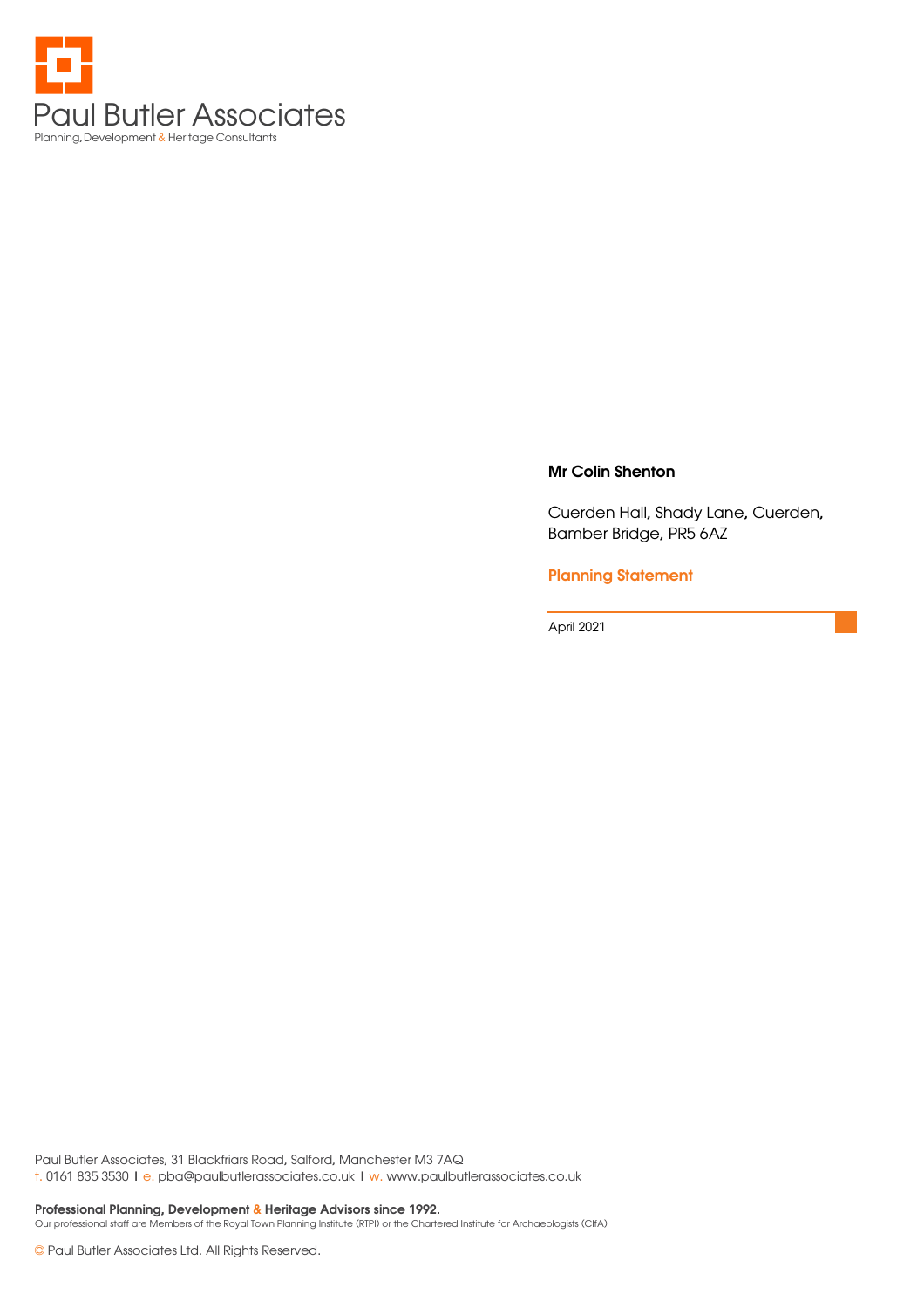Paul Butler Associates

Planning, Development & Heritage Consultants

**Mr Colin Shenton**

Cuerden Hall, Shady Lane, Cuerden, Bamber Bridge, PR5 6AZ

## Planning Statement

April 2021

Paul Butler Associates, 31 Blackfriars Road, Salford, Manchester M3 7AQ
t. 0161 835 3530 I e. pba@paulbutlerassociates.co.uk I w. www.paulbutlerassociates.co.uk

**Professional Planning, Development & Heritage Advisors since 1992.**
Our professional staff are Members of the Royal Town Planning Institute (RTPI) or the Chartered Institute for Archaeologists (CIfA)

© Paul Butler Associates Ltd. All Rights Reserved.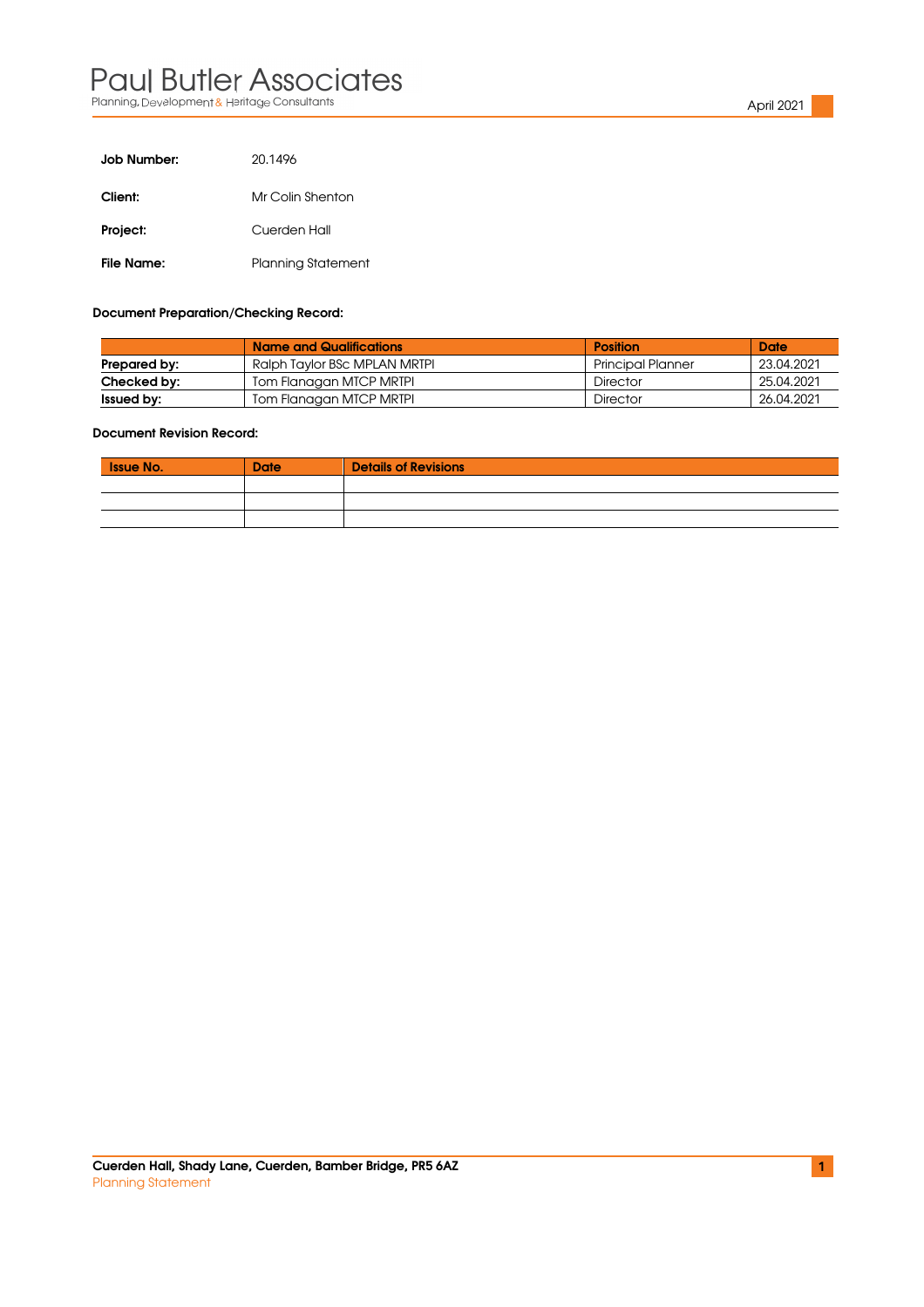| | |
|---|---|
| **Job Number:** | 20.1496 |
| **Client:** | Mr Colin Shenton |
| **Project:** | Cuerden Hall |
| **File Name:** | Planning Statement |

**Document Preparation/Checking Record:**

| | Name and Qualifications | Position | Date |
|---|---|---|---|
| **Prepared by:** | Ralph Taylor BSc MPLAN MRTPI | Principal Planner | 23.04.2021 |
| **Checked by:** | Tom Flanagan MTCP MRTPI | Director | 25.04.2021 |
| **Issued by:** | Tom Flanagan MTCP MRTPI | Director | 26.04.2021 |

**Document Revision Record:**

| Issue No. | Date | Details of Revisions |
|---|---|---|
| | | |
| | | |
| | | |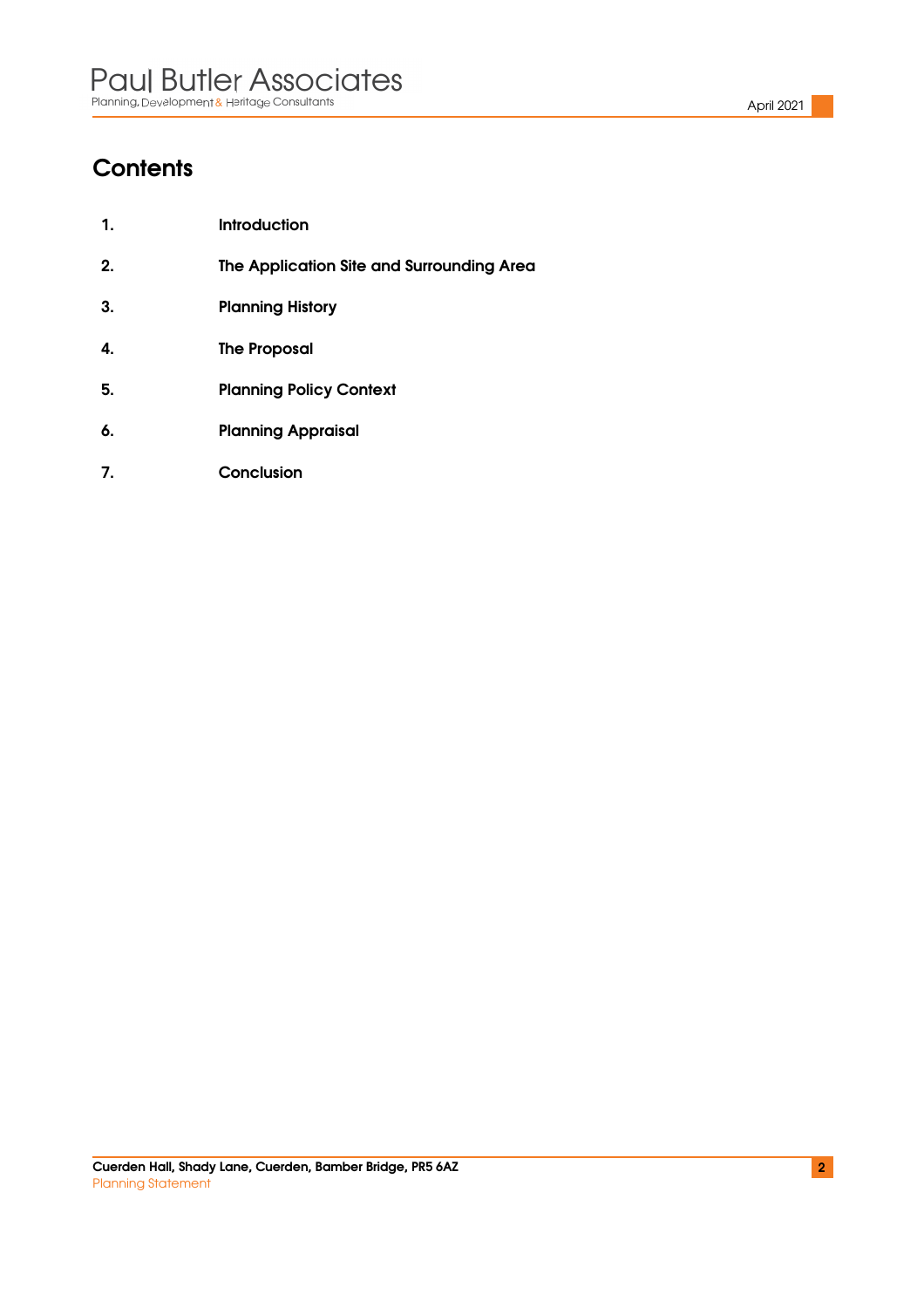# Contents

1. **Introduction**
2. **The Application Site and Surrounding Area**
3. **Planning History**
4. **The Proposal**
5. **Planning Policy Context**
6. **Planning Appraisal**
7. **Conclusion**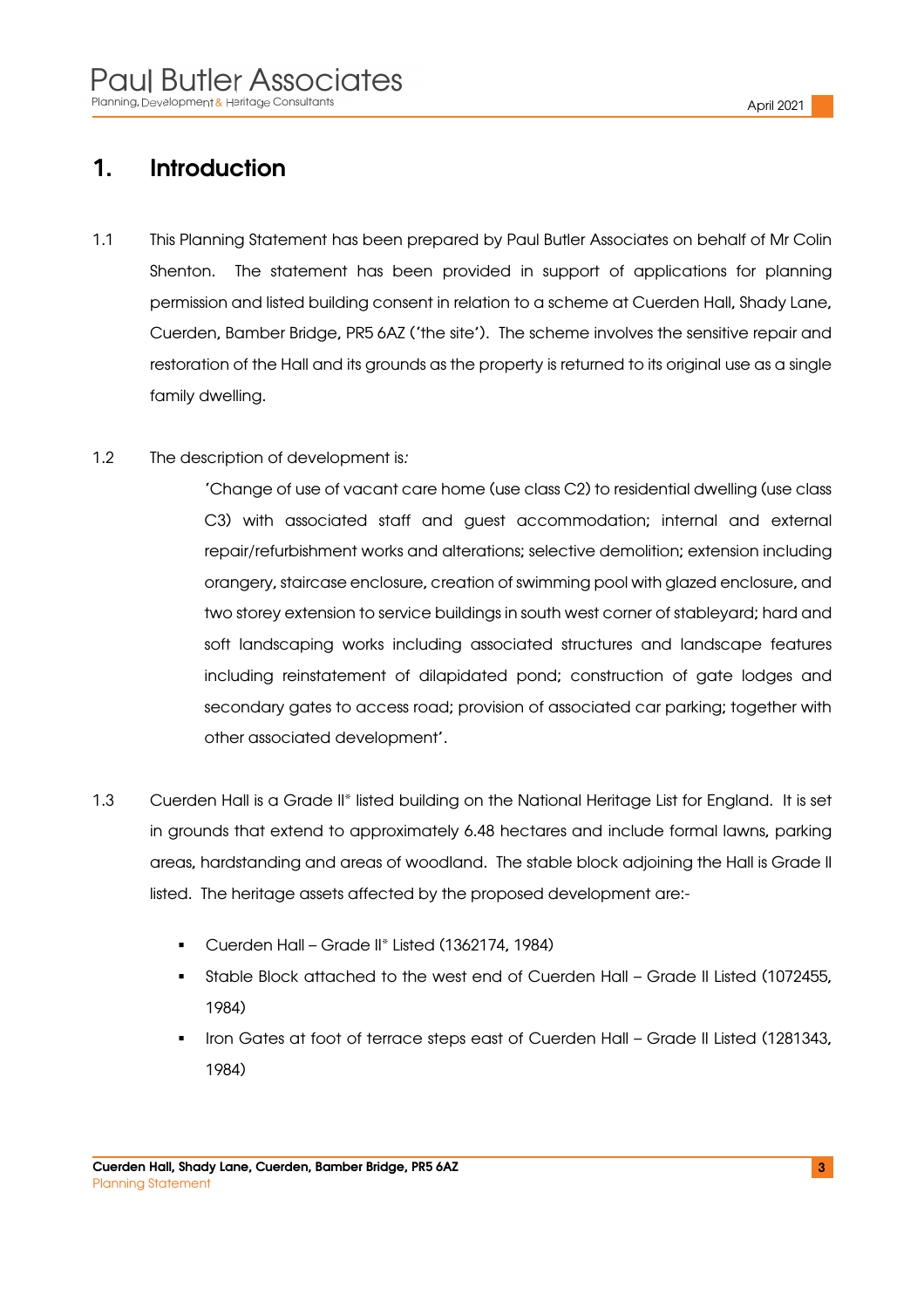# 1. Introduction

1.1 This Planning Statement has been prepared by Paul Butler Associates on behalf of Mr Colin Shenton. The statement has been provided in support of applications for planning permission and listed building consent in relation to a scheme at Cuerden Hall, Shady Lane, Cuerden, Bamber Bridge, PR5 6AZ ('the site'). The scheme involves the sensitive repair and restoration of the Hall and its grounds as the property is returned to its original use as a single family dwelling.

1.2 The description of development is*:*

> 'Change of use of vacant care home (use class C2) to residential dwelling (use class C3) with associated staff and guest accommodation; internal and external repair/refurbishment works and alterations; selective demolition; extension including orangery, staircase enclosure, creation of swimming pool with glazed enclosure, and two storey extension to service buildings in south west corner of stableyard; hard and soft landscaping works including associated structures and landscape features including reinstatement of dilapidated pond; construction of gate lodges and secondary gates to access road; provision of associated car parking; together with other associated development'.

1.3 Cuerden Hall is a Grade II* listed building on the National Heritage List for England. It is set in grounds that extend to approximately 6.48 hectares and include formal lawns, parking areas, hardstanding and areas of woodland. The stable block adjoining the Hall is Grade II listed. The heritage assets affected by the proposed development are:-

- Cuerden Hall – Grade II* Listed (1362174, 1984)
- Stable Block attached to the west end of Cuerden Hall – Grade II Listed (1072455, 1984)
- Iron Gates at foot of terrace steps east of Cuerden Hall – Grade II Listed (1281343, 1984)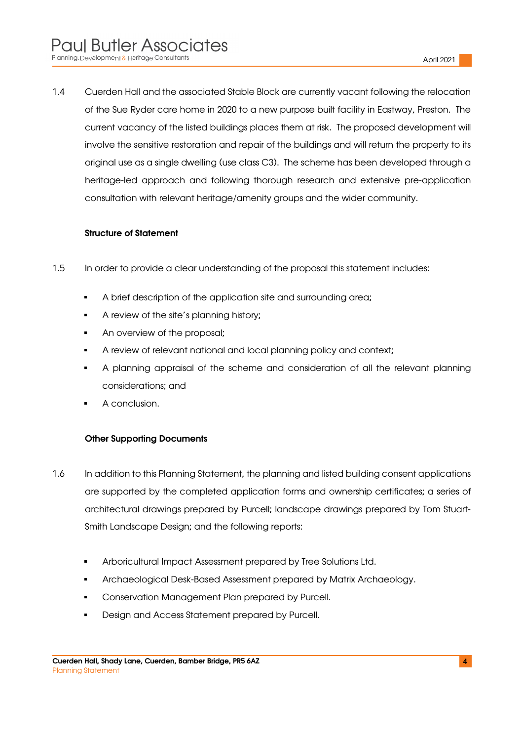1.4 Cuerden Hall and the associated Stable Block are currently vacant following the relocation of the Sue Ryder care home in 2020 to a new purpose built facility in Eastway, Preston. The current vacancy of the listed buildings places them at risk. The proposed development will involve the sensitive restoration and repair of the buildings and will return the property to its original use as a single dwelling (use class C3). The scheme has been developed through a heritage-led approach and following thorough research and extensive pre-application consultation with relevant heritage/amenity groups and the wider community.

**Structure of Statement**

1.5 In order to provide a clear understanding of the proposal this statement includes:

- A brief description of the application site and surrounding area;
- A review of the site's planning history;
- An overview of the proposal;
- A review of relevant national and local planning policy and context;
- A planning appraisal of the scheme and consideration of all the relevant planning considerations; and
- A conclusion.

**Other Supporting Documents**

1.6 In addition to this Planning Statement, the planning and listed building consent applications are supported by the completed application forms and ownership certificates; a series of architectural drawings prepared by Purcell; landscape drawings prepared by Tom Stuart-Smith Landscape Design; and the following reports:

- Arboricultural Impact Assessment prepared by Tree Solutions Ltd.
- Archaeological Desk-Based Assessment prepared by Matrix Archaeology.
- Conservation Management Plan prepared by Purcell.
- Design and Access Statement prepared by Purcell.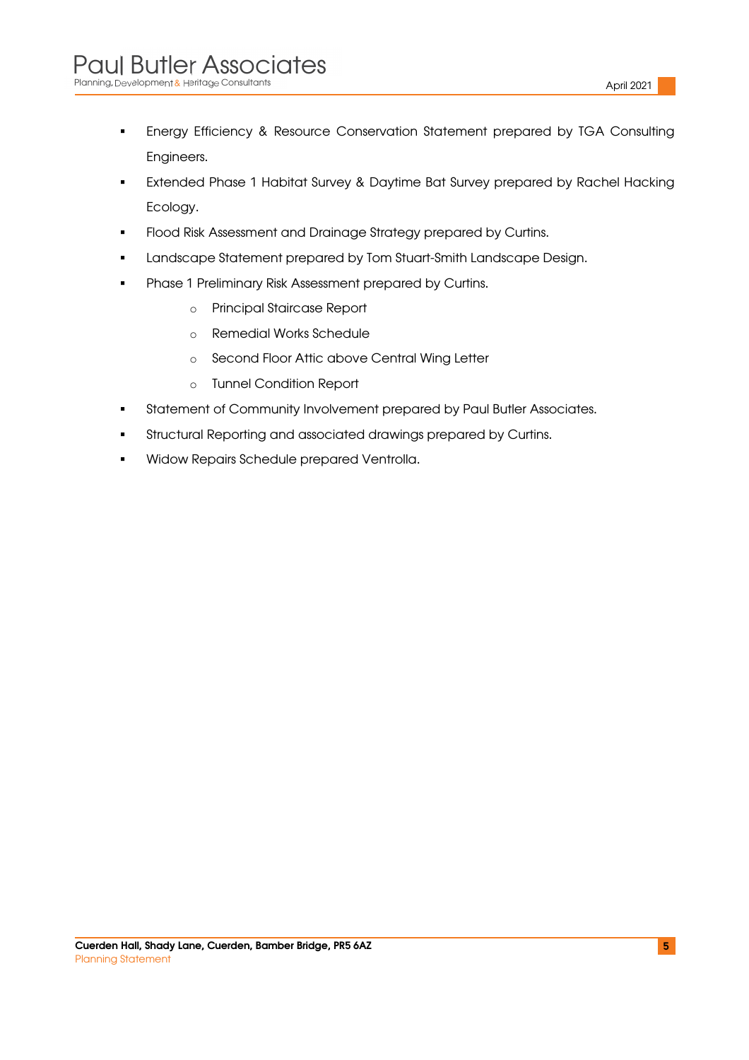- Energy Efficiency & Resource Conservation Statement prepared by TGA Consulting Engineers.
- Extended Phase 1 Habitat Survey & Daytime Bat Survey prepared by Rachel Hacking Ecology.
- Flood Risk Assessment and Drainage Strategy prepared by Curtins.
- Landscape Statement prepared by Tom Stuart-Smith Landscape Design.
- Phase 1 Preliminary Risk Assessment prepared by Curtins.
    - Principal Staircase Report
    - Remedial Works Schedule
    - Second Floor Attic above Central Wing Letter
    - Tunnel Condition Report
- Statement of Community Involvement prepared by Paul Butler Associates.
- Structural Reporting and associated drawings prepared by Curtins.
- Widow Repairs Schedule prepared Ventrolla.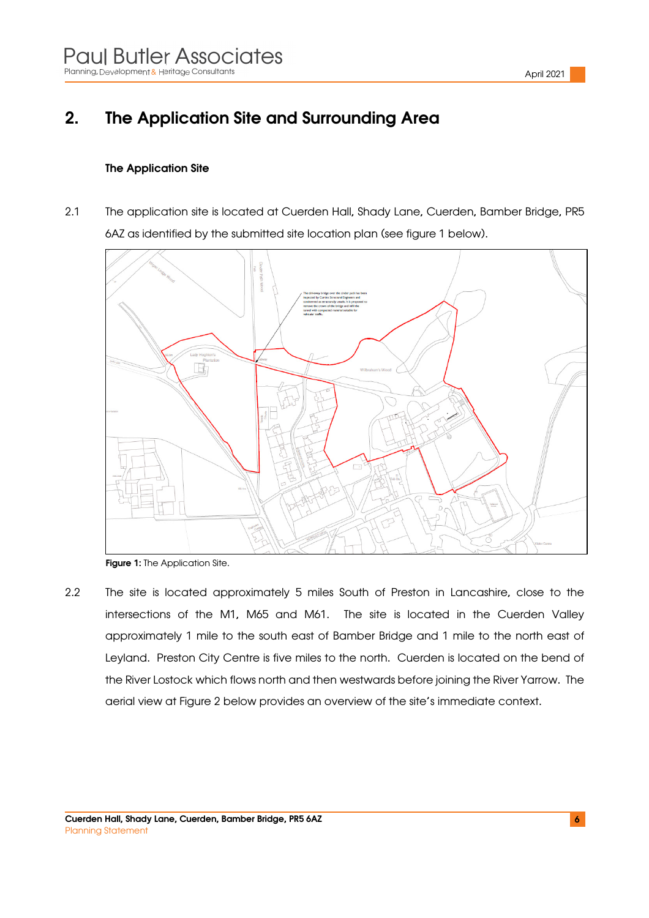## 2. The Application Site and Surrounding Area

### The Application Site

2.1 The application site is located at Cuerden Hall, Shady Lane, Cuerden, Bamber Bridge, PR5 6AZ as identified by the submitted site location plan (see figure 1 below).

**Figure 1:** The Application Site.

2.2 The site is located approximately 5 miles South of Preston in Lancashire, close to the intersections of the M1, M65 and M61. The site is located in the Cuerden Valley approximately 1 mile to the south east of Bamber Bridge and 1 mile to the north east of Leyland. Preston City Centre is five miles to the north. Cuerden is located on the bend of the River Lostock which flows north and then westwards before joining the River Yarrow. The aerial view at Figure 2 below provides an overview of the site's immediate context.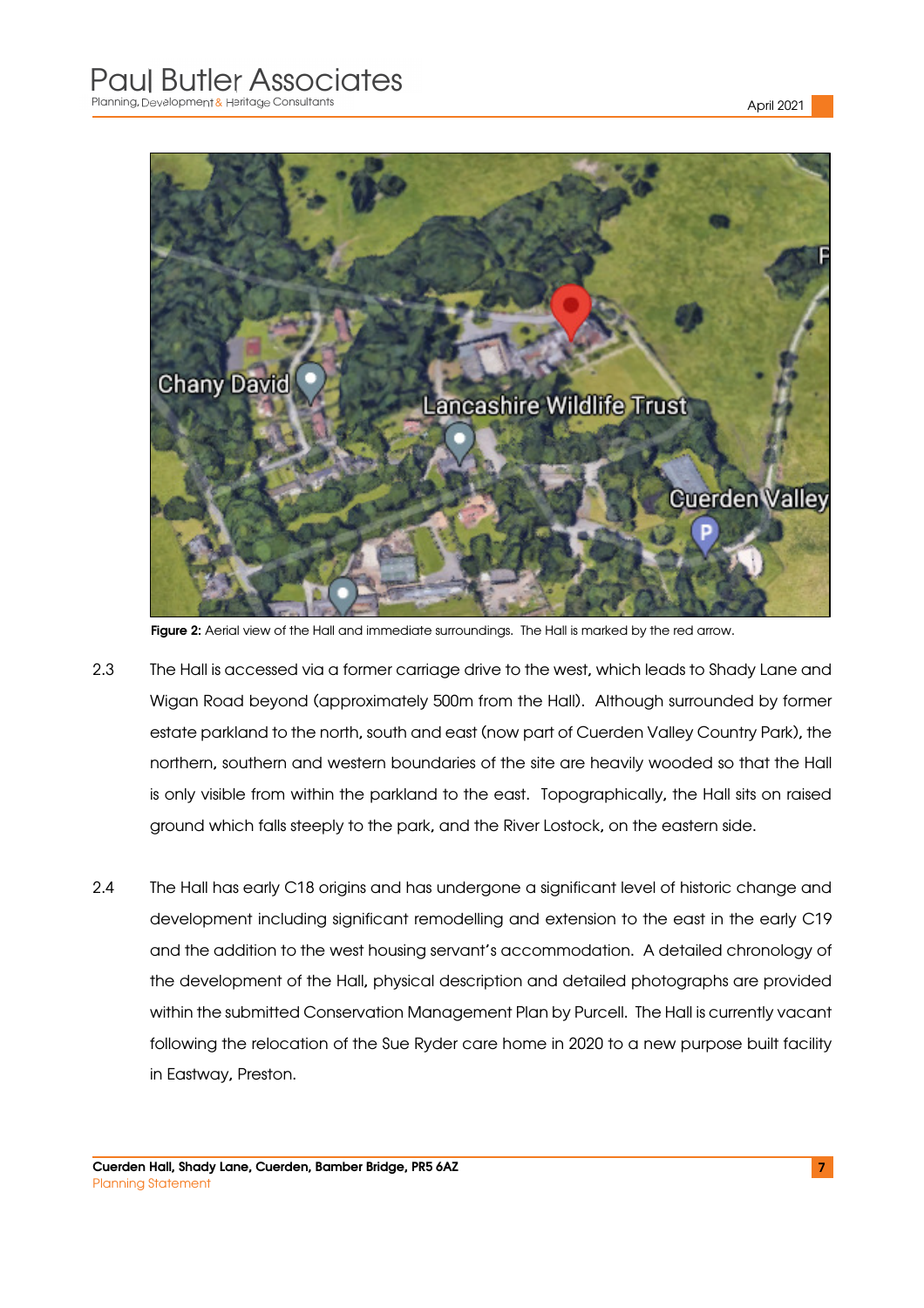**Figure 2:** Aerial view of the Hall and immediate surroundings. The Hall is marked by the red arrow.

2.3 The Hall is accessed via a former carriage drive to the west, which leads to Shady Lane and Wigan Road beyond (approximately 500m from the Hall). Although surrounded by former estate parkland to the north, south and east (now part of Cuerden Valley Country Park), the northern, southern and western boundaries of the site are heavily wooded so that the Hall is only visible from within the parkland to the east. Topographically, the Hall sits on raised ground which falls steeply to the park, and the River Lostock, on the eastern side.

2.4 The Hall has early C18 origins and has undergone a significant level of historic change and development including significant remodelling and extension to the east in the early C19 and the addition to the west housing servant's accommodation. A detailed chronology of the development of the Hall, physical description and detailed photographs are provided within the submitted Conservation Management Plan by Purcell. The Hall is currently vacant following the relocation of the Sue Ryder care home in 2020 to a new purpose built facility in Eastway, Preston.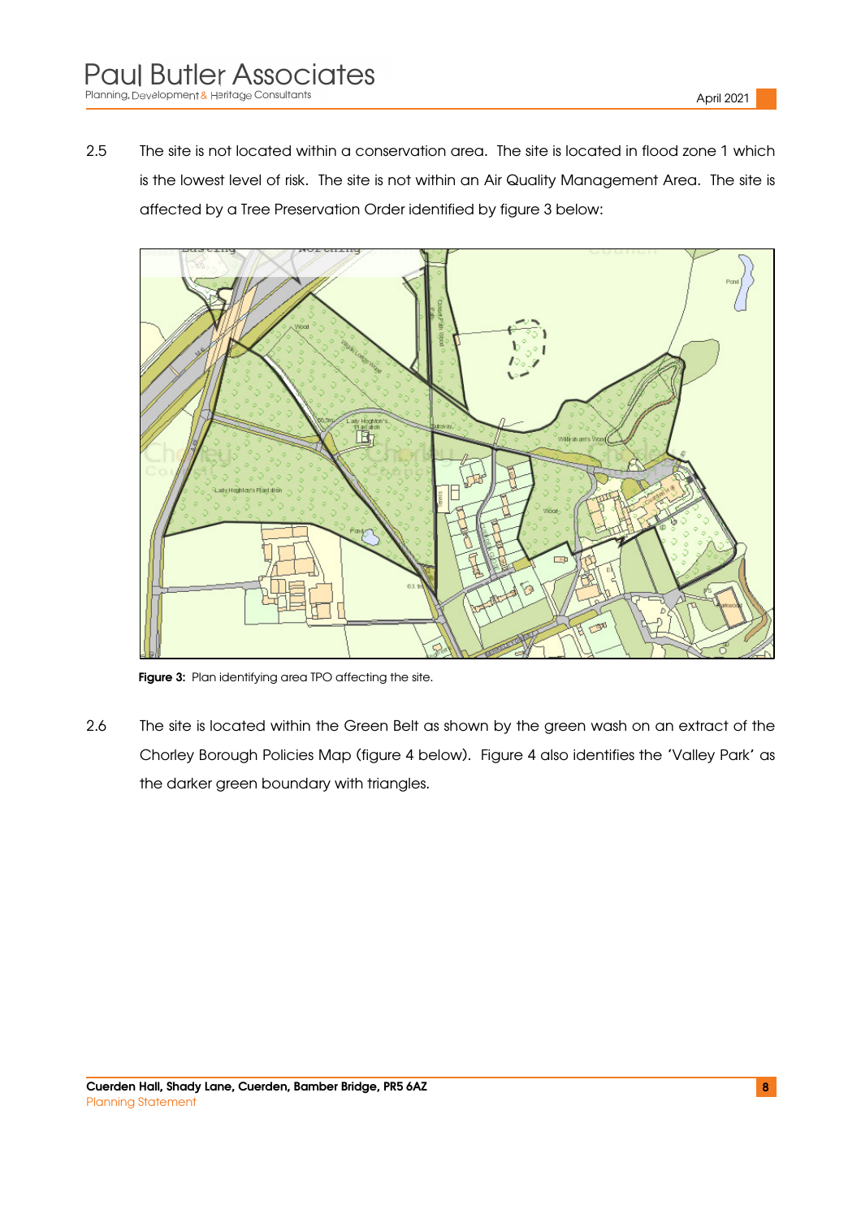2.5 The site is not located within a conservation area. The site is located in flood zone 1 which is the lowest level of risk. The site is not within an Air Quality Management Area. The site is affected by a Tree Preservation Order identified by figure 3 below:

**Figure 3:** Plan identifying area TPO affecting the site.

2.6 The site is located within the Green Belt as shown by the green wash on an extract of the Chorley Borough Policies Map (figure 4 below). Figure 4 also identifies the 'Valley Park' as the darker green boundary with triangles.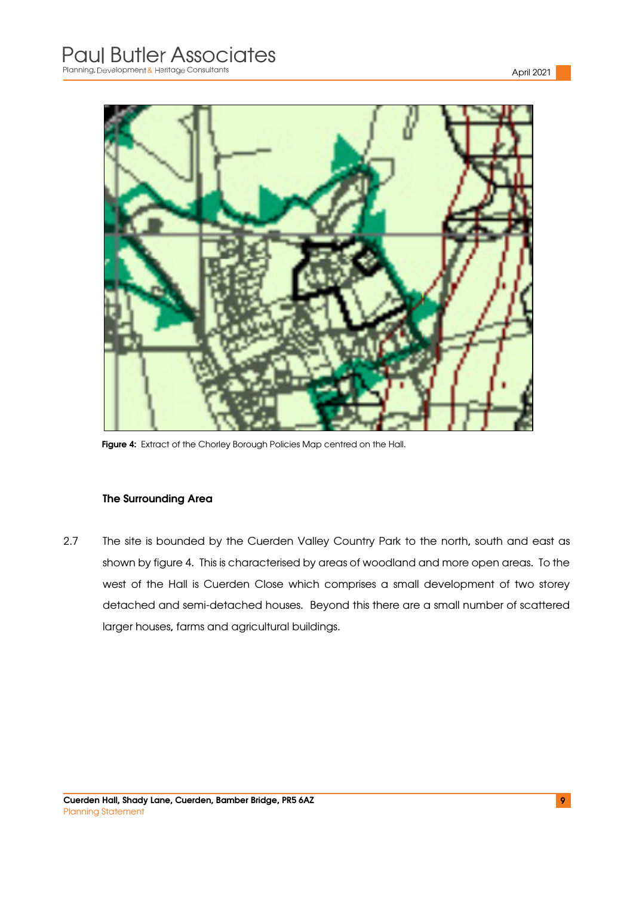Figure 4: Extract of the Chorley Borough Policies Map centred on the Hall.

### The Surrounding Area

2.7 The site is bounded by the Cuerden Valley Country Park to the north, south and east as shown by figure 4. This is characterised by areas of woodland and more open areas. To the west of the Hall is Cuerden Close which comprises a small development of two storey detached and semi-detached houses. Beyond this there are a small number of scattered larger houses, farms and agricultural buildings.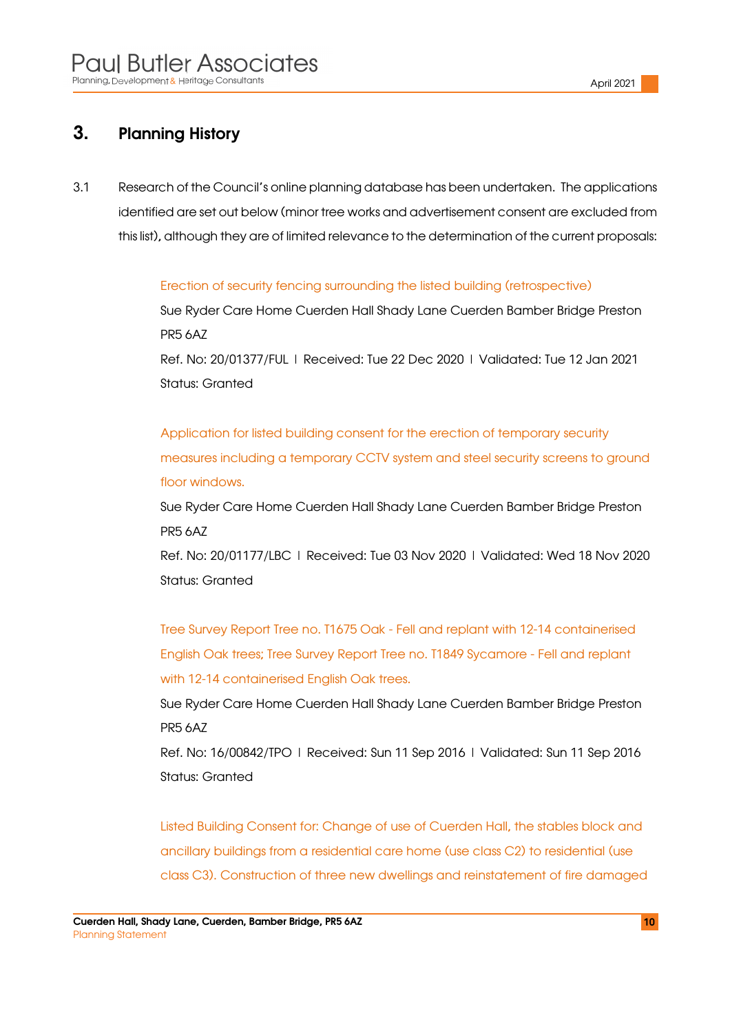## 3. Planning History

3.1 Research of the Council's online planning database has been undertaken. The applications identified are set out below (minor tree works and advertisement consent are excluded from this list), although they are of limited relevance to the determination of the current proposals:

Erection of security fencing surrounding the listed building (retrospective)
Sue Ryder Care Home Cuerden Hall Shady Lane Cuerden Bamber Bridge Preston PR5 6AZ
Ref. No: 20/01377/FUL | Received: Tue 22 Dec 2020 | Validated: Tue 12 Jan 2021
Status: Granted

Application for listed building consent for the erection of temporary security measures including a temporary CCTV system and steel security screens to ground floor windows.
Sue Ryder Care Home Cuerden Hall Shady Lane Cuerden Bamber Bridge Preston PR5 6AZ
Ref. No: 20/01177/LBC | Received: Tue 03 Nov 2020 | Validated: Wed 18 Nov 2020
Status: Granted

Tree Survey Report Tree no. T1675 Oak - Fell and replant with 12-14 containerised English Oak trees; Tree Survey Report Tree no. T1849 Sycamore - Fell and replant with 12-14 containerised English Oak trees.
Sue Ryder Care Home Cuerden Hall Shady Lane Cuerden Bamber Bridge Preston PR5 6AZ
Ref. No: 16/00842/TPO | Received: Sun 11 Sep 2016 | Validated: Sun 11 Sep 2016
Status: Granted

Listed Building Consent for: Change of use of Cuerden Hall, the stables block and ancillary buildings from a residential care home (use class C2) to residential (use class C3). Construction of three new dwellings and reinstatement of fire damaged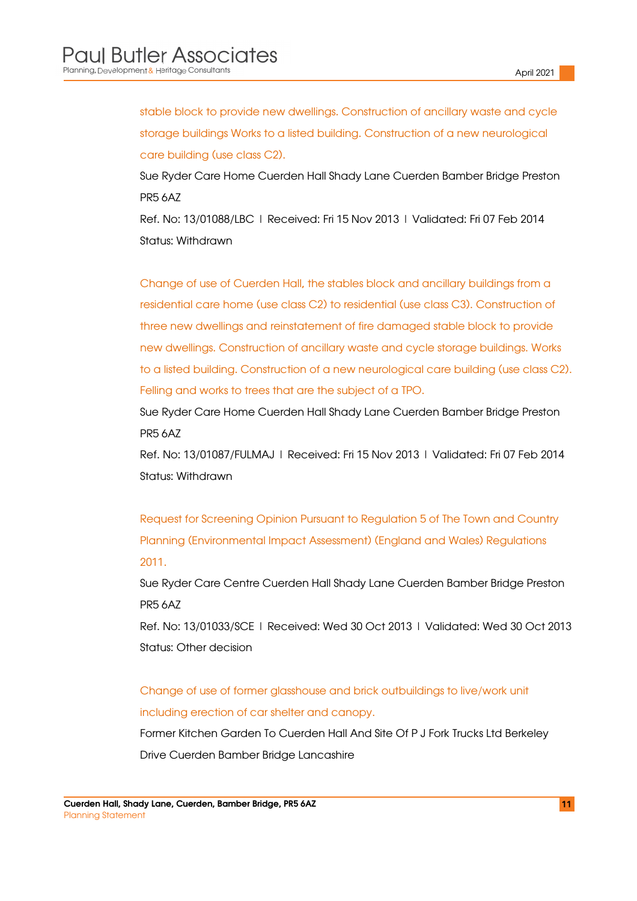stable block to provide new dwellings. Construction of ancillary waste and cycle storage buildings Works to a listed building. Construction of a new neurological care building (use class C2).

Sue Ryder Care Home Cuerden Hall Shady Lane Cuerden Bamber Bridge Preston PR5 6AZ

Ref. No: 13/01088/LBC | Received: Fri 15 Nov 2013 | Validated: Fri 07 Feb 2014

Status: Withdrawn

Change of use of Cuerden Hall, the stables block and ancillary buildings from a residential care home (use class C2) to residential (use class C3). Construction of three new dwellings and reinstatement of fire damaged stable block to provide new dwellings. Construction of ancillary waste and cycle storage buildings. Works to a listed building. Construction of a new neurological care building (use class C2). Felling and works to trees that are the subject of a TPO.

Sue Ryder Care Home Cuerden Hall Shady Lane Cuerden Bamber Bridge Preston PR5 6AZ

Ref. No: 13/01087/FULMAJ | Received: Fri 15 Nov 2013 | Validated: Fri 07 Feb 2014

Status: Withdrawn

Request for Screening Opinion Pursuant to Regulation 5 of The Town and Country Planning (Environmental Impact Assessment) (England and Wales) Regulations 2011.

Sue Ryder Care Centre Cuerden Hall Shady Lane Cuerden Bamber Bridge Preston PR5 6AZ

Ref. No: 13/01033/SCE | Received: Wed 30 Oct 2013 | Validated: Wed 30 Oct 2013

Status: Other decision

Change of use of former glasshouse and brick outbuildings to live/work unit including erection of car shelter and canopy.

Former Kitchen Garden To Cuerden Hall And Site Of P J Fork Trucks Ltd Berkeley Drive Cuerden Bamber Bridge Lancashire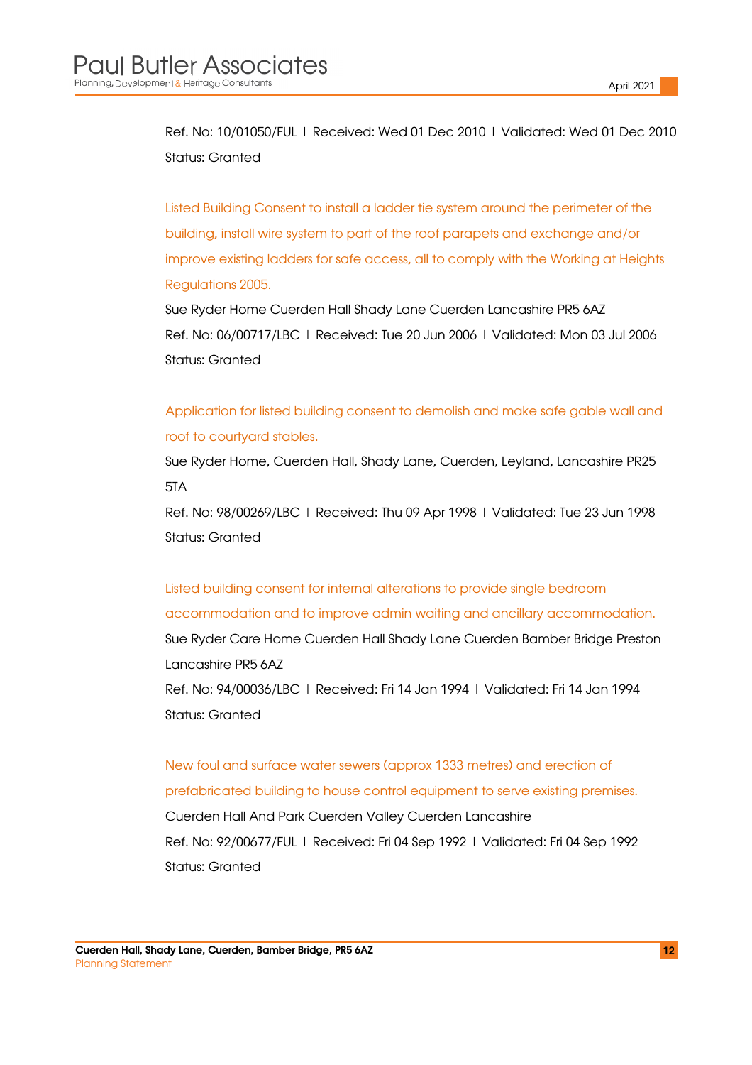Ref. No: 10/01050/FUL | Received: Wed 01 Dec 2010 | Validated: Wed 01 Dec 2010
Status: Granted

Listed Building Consent to install a ladder tie system around the perimeter of the building, install wire system to part of the roof parapets and exchange and/or improve existing ladders for safe access, all to comply with the Working at Heights Regulations 2005.
Sue Ryder Home Cuerden Hall Shady Lane Cuerden Lancashire PR5 6AZ
Ref. No: 06/00717/LBC | Received: Tue 20 Jun 2006 | Validated: Mon 03 Jul 2006
Status: Granted

Application for listed building consent to demolish and make safe gable wall and roof to courtyard stables.
Sue Ryder Home, Cuerden Hall, Shady Lane, Cuerden, Leyland, Lancashire PR25 5TA
Ref. No: 98/00269/LBC | Received: Thu 09 Apr 1998 | Validated: Tue 23 Jun 1998
Status: Granted

Listed building consent for internal alterations to provide single bedroom accommodation and to improve admin waiting and ancillary accommodation.
Sue Ryder Care Home Cuerden Hall Shady Lane Cuerden Bamber Bridge Preston Lancashire PR5 6AZ
Ref. No: 94/00036/LBC | Received: Fri 14 Jan 1994 | Validated: Fri 14 Jan 1994
Status: Granted

New foul and surface water sewers (approx 1333 metres) and erection of prefabricated building to house control equipment to serve existing premises.
Cuerden Hall And Park Cuerden Valley Cuerden Lancashire
Ref. No: 92/00677/FUL | Received: Fri 04 Sep 1992 | Validated: Fri 04 Sep 1992
Status: Granted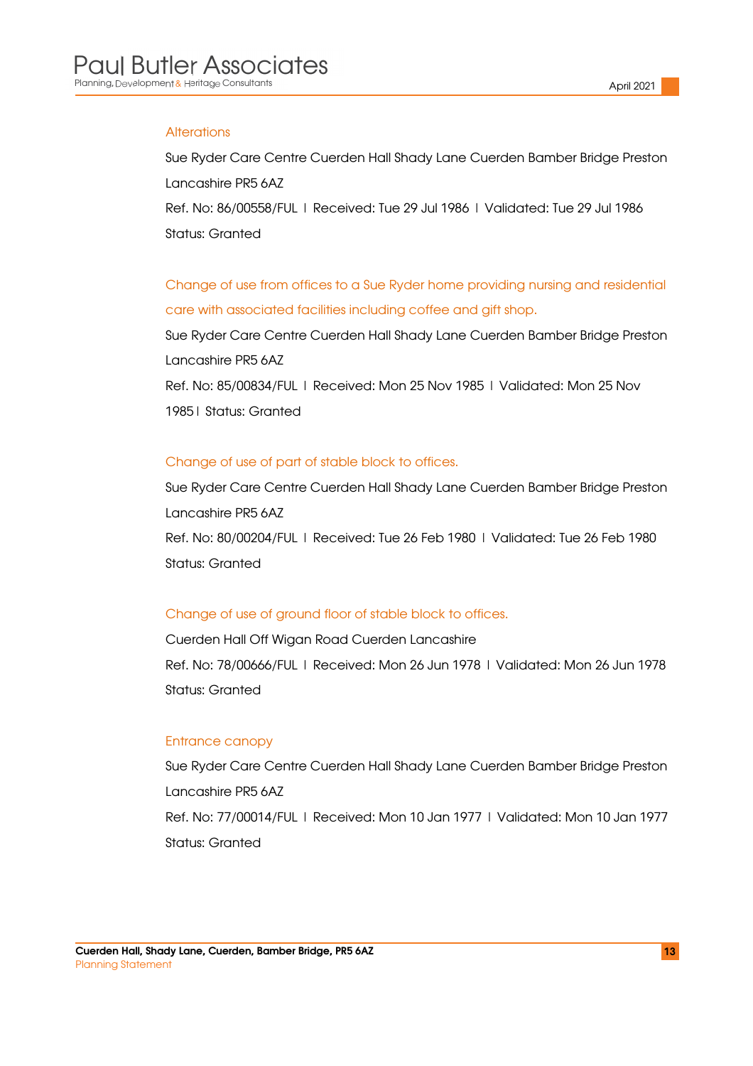### Alterations

Sue Ryder Care Centre Cuerden Hall Shady Lane Cuerden Bamber Bridge Preston Lancashire PR5 6AZ

Ref. No: 86/00558/FUL | Received: Tue 29 Jul 1986 | Validated: Tue 29 Jul 1986

Status: Granted

### Change of use from offices to a Sue Ryder home providing nursing and residential care with associated facilities including coffee and gift shop.

Sue Ryder Care Centre Cuerden Hall Shady Lane Cuerden Bamber Bridge Preston Lancashire PR5 6AZ

Ref. No: 85/00834/FUL | Received: Mon 25 Nov 1985 | Validated: Mon 25 Nov 1985 | Status: Granted

### Change of use of part of stable block to offices.

Sue Ryder Care Centre Cuerden Hall Shady Lane Cuerden Bamber Bridge Preston Lancashire PR5 6AZ

Ref. No: 80/00204/FUL | Received: Tue 26 Feb 1980 | Validated: Tue 26 Feb 1980

Status: Granted

### Change of use of ground floor of stable block to offices.

Cuerden Hall Off Wigan Road Cuerden Lancashire

Ref. No: 78/00666/FUL | Received: Mon 26 Jun 1978 | Validated: Mon 26 Jun 1978

Status: Granted

### Entrance canopy

Sue Ryder Care Centre Cuerden Hall Shady Lane Cuerden Bamber Bridge Preston Lancashire PR5 6AZ

Ref. No: 77/00014/FUL | Received: Mon 10 Jan 1977 | Validated: Mon 10 Jan 1977

Status: Granted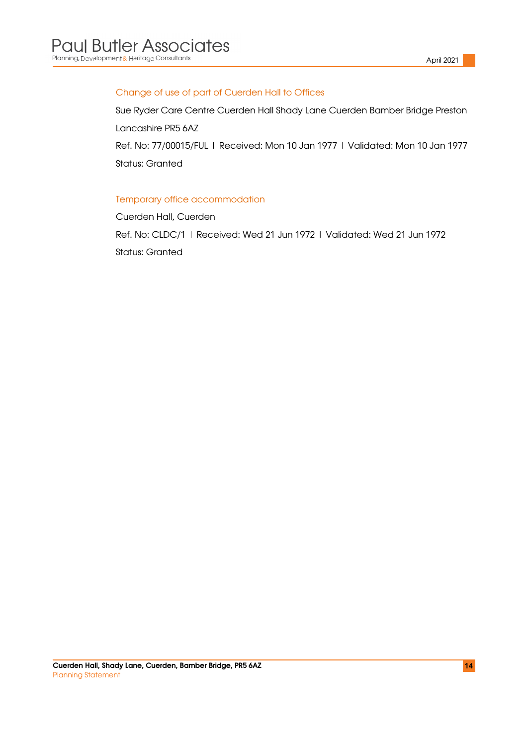### Change of use of part of Cuerden Hall to Offices

Sue Ryder Care Centre Cuerden Hall Shady Lane Cuerden Bamber Bridge Preston Lancashire PR5 6AZ

Ref. No: 77/00015/FUL | Received: Mon 10 Jan 1977 | Validated: Mon 10 Jan 1977

Status: Granted

### Temporary office accommodation

Cuerden Hall, Cuerden

Ref. No: CLDC/1 | Received: Wed 21 Jun 1972 | Validated: Wed 21 Jun 1972

Status: Granted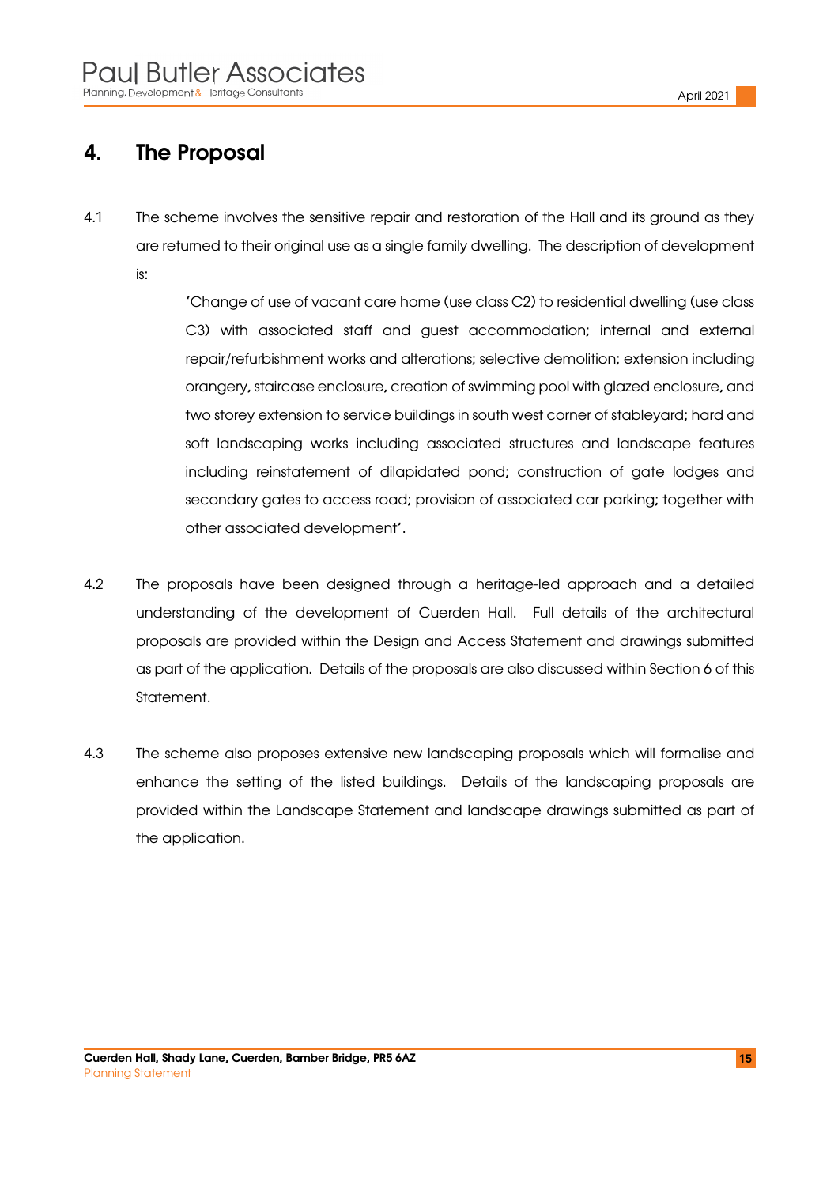# 4. The Proposal

4.1 The scheme involves the sensitive repair and restoration of the Hall and its ground as they are returned to their original use as a single family dwelling. The description of development is:

> 'Change of use of vacant care home (use class C2) to residential dwelling (use class C3) with associated staff and guest accommodation; internal and external repair/refurbishment works and alterations; selective demolition; extension including orangery, staircase enclosure, creation of swimming pool with glazed enclosure, and two storey extension to service buildings in south west corner of stableyard; hard and soft landscaping works including associated structures and landscape features including reinstatement of dilapidated pond; construction of gate lodges and secondary gates to access road; provision of associated car parking; together with other associated development'.

4.2 The proposals have been designed through a heritage-led approach and a detailed understanding of the development of Cuerden Hall. Full details of the architectural proposals are provided within the Design and Access Statement and drawings submitted as part of the application. Details of the proposals are also discussed within Section 6 of this Statement.

4.3 The scheme also proposes extensive new landscaping proposals which will formalise and enhance the setting of the listed buildings. Details of the landscaping proposals are provided within the Landscape Statement and landscape drawings submitted as part of the application.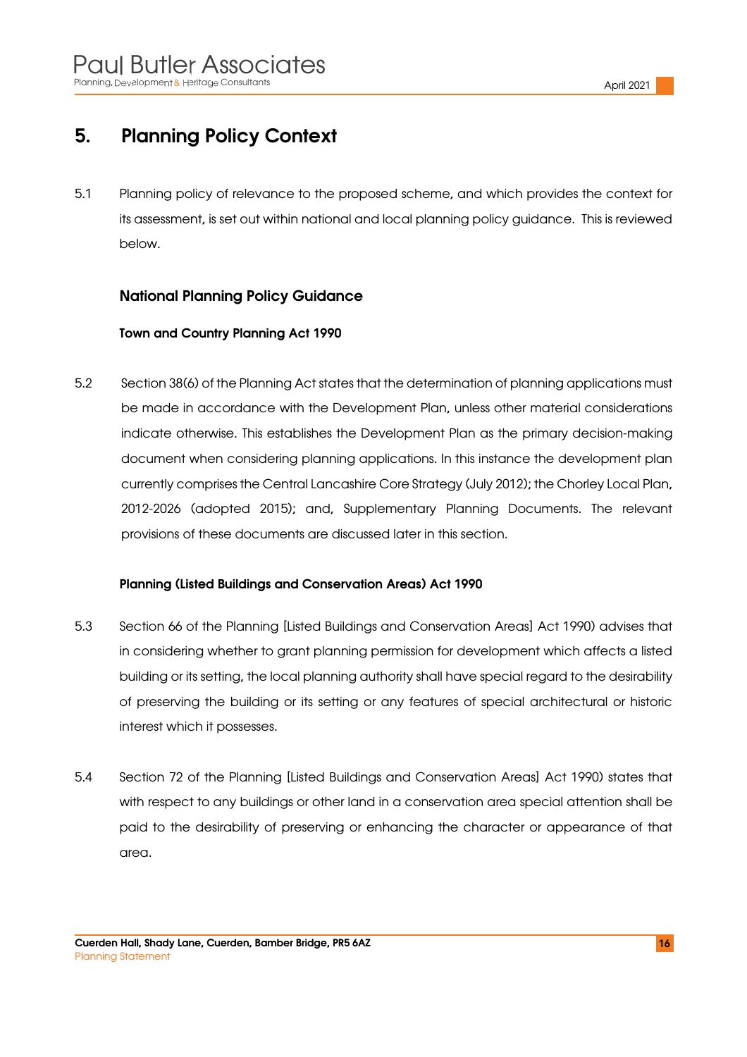# 5. Planning Policy Context

5.1 Planning policy of relevance to the proposed scheme, and which provides the context for its assessment, is set out within national and local planning policy guidance. This is reviewed below.

## National Planning Policy Guidance

### Town and Country Planning Act 1990

5.2 Section 38(6) of the Planning Act states that the determination of planning applications must be made in accordance with the Development Plan, unless other material considerations indicate otherwise. This establishes the Development Plan as the primary decision-making document when considering planning applications. In this instance the development plan currently comprises the Central Lancashire Core Strategy (July 2012); the Chorley Local Plan, 2012-2026 (adopted 2015); and, Supplementary Planning Documents. The relevant provisions of these documents are discussed later in this section.

### Planning (Listed Buildings and Conservation Areas) Act 1990

5.3 Section 66 of the Planning [Listed Buildings and Conservation Areas] Act 1990) advises that in considering whether to grant planning permission for development which affects a listed building or its setting, the local planning authority shall have special regard to the desirability of preserving the building or its setting or any features of special architectural or historic interest which it possesses.

5.4 Section 72 of the Planning [Listed Buildings and Conservation Areas] Act 1990) states that with respect to any buildings or other land in a conservation area special attention shall be paid to the desirability of preserving or enhancing the character or appearance of that area.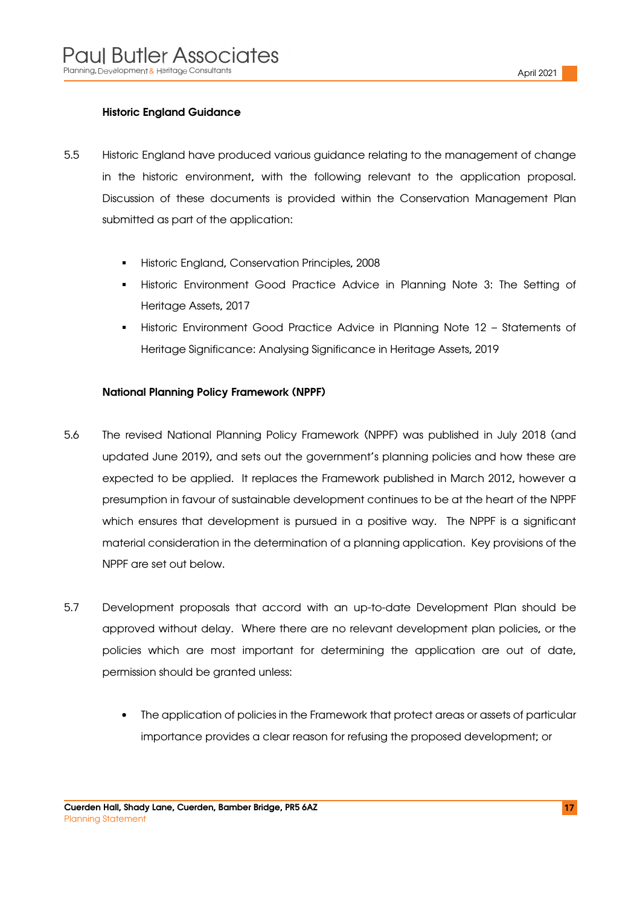**Historic England Guidance**

5.5 Historic England have produced various guidance relating to the management of change in the historic environment, with the following relevant to the application proposal. Discussion of these documents is provided within the Conservation Management Plan submitted as part of the application:

- Historic England, Conservation Principles, 2008
- Historic Environment Good Practice Advice in Planning Note 3: The Setting of Heritage Assets, 2017
- Historic Environment Good Practice Advice in Planning Note 12 – Statements of Heritage Significance: Analysing Significance in Heritage Assets, 2019

**National Planning Policy Framework (NPPF)**

5.6 The revised National Planning Policy Framework (NPPF) was published in July 2018 (and updated June 2019), and sets out the government's planning policies and how these are expected to be applied. It replaces the Framework published in March 2012, however a presumption in favour of sustainable development continues to be at the heart of the NPPF which ensures that development is pursued in a positive way. The NPPF is a significant material consideration in the determination of a planning application. Key provisions of the NPPF are set out below.

5.7 Development proposals that accord with an up-to-date Development Plan should be approved without delay. Where there are no relevant development plan policies, or the policies which are most important for determining the application are out of date, permission should be granted unless:

- The application of policies in the Framework that protect areas or assets of particular importance provides a clear reason for refusing the proposed development; or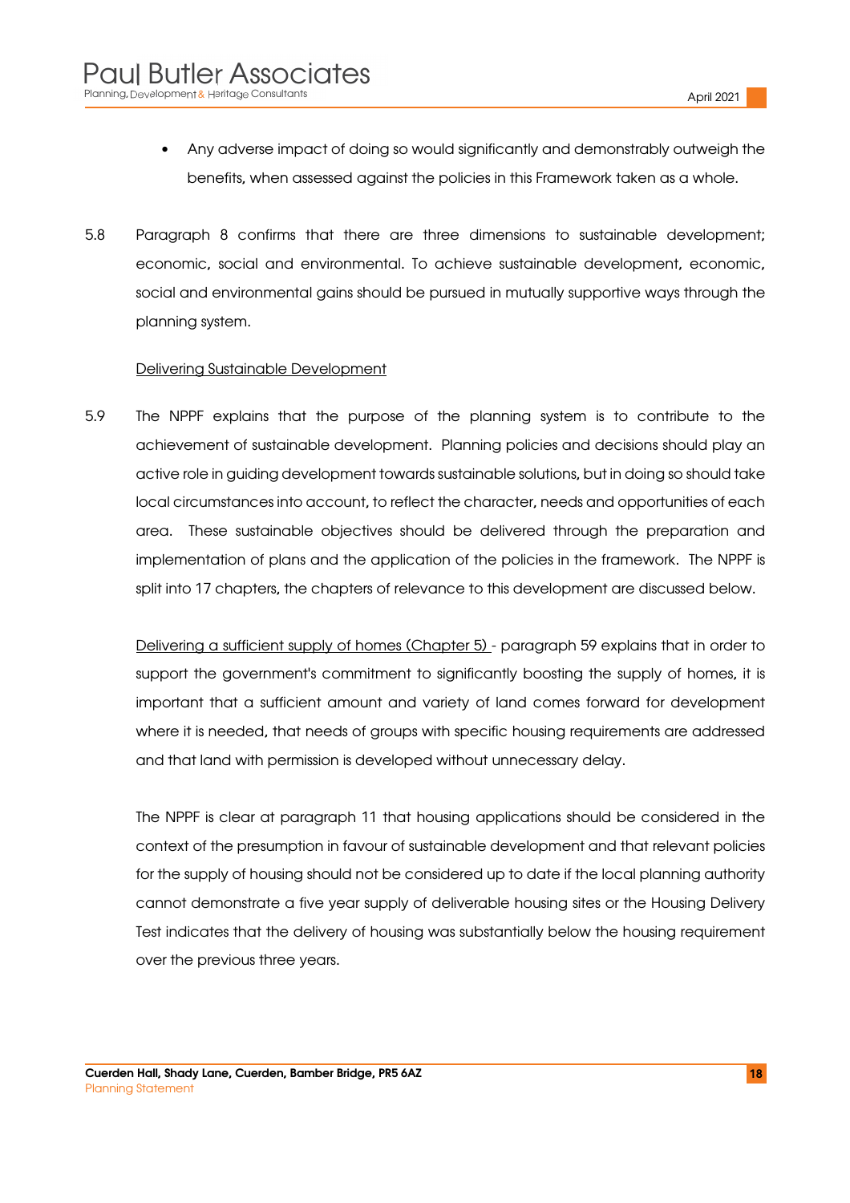- Any adverse impact of doing so would significantly and demonstrably outweigh the benefits, when assessed against the policies in this Framework taken as a whole.

5.8 Paragraph 8 confirms that there are three dimensions to sustainable development; economic, social and environmental. To achieve sustainable development, economic, social and environmental gains should be pursued in mutually supportive ways through the planning system.

Delivering Sustainable Development

5.9 The NPPF explains that the purpose of the planning system is to contribute to the achievement of sustainable development. Planning policies and decisions should play an active role in guiding development towards sustainable solutions, but in doing so should take local circumstances into account, to reflect the character, needs and opportunities of each area. These sustainable objectives should be delivered through the preparation and implementation of plans and the application of the policies in the framework. The NPPF is split into 17 chapters, the chapters of relevance to this development are discussed below.

Delivering a sufficient supply of homes (Chapter 5) - paragraph 59 explains that in order to support the government's commitment to significantly boosting the supply of homes, it is important that a sufficient amount and variety of land comes forward for development where it is needed, that needs of groups with specific housing requirements are addressed and that land with permission is developed without unnecessary delay.

The NPPF is clear at paragraph 11 that housing applications should be considered in the context of the presumption in favour of sustainable development and that relevant policies for the supply of housing should not be considered up to date if the local planning authority cannot demonstrate a five year supply of deliverable housing sites or the Housing Delivery Test indicates that the delivery of housing was substantially below the housing requirement over the previous three years.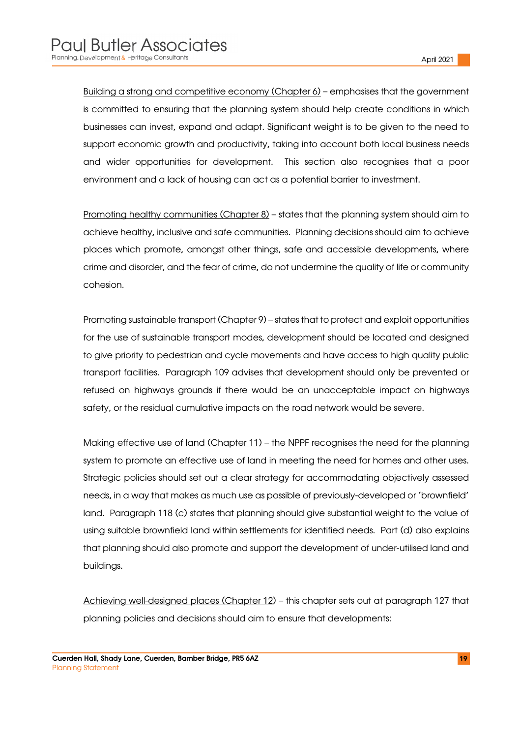Building a strong and competitive economy (Chapter 6) – emphasises that the government is committed to ensuring that the planning system should help create conditions in which businesses can invest, expand and adapt. Significant weight is to be given to the need to support economic growth and productivity, taking into account both local business needs and wider opportunities for development. This section also recognises that a poor environment and a lack of housing can act as a potential barrier to investment.

Promoting healthy communities (Chapter 8) – states that the planning system should aim to achieve healthy, inclusive and safe communities. Planning decisions should aim to achieve places which promote, amongst other things, safe and accessible developments, where crime and disorder, and the fear of crime, do not undermine the quality of life or community cohesion.

Promoting sustainable transport (Chapter 9) – states that to protect and exploit opportunities for the use of sustainable transport modes, development should be located and designed to give priority to pedestrian and cycle movements and have access to high quality public transport facilities. Paragraph 109 advises that development should only be prevented or refused on highways grounds if there would be an unacceptable impact on highways safety, or the residual cumulative impacts on the road network would be severe.

Making effective use of land (Chapter 11) – the NPPF recognises the need for the planning system to promote an effective use of land in meeting the need for homes and other uses. Strategic policies should set out a clear strategy for accommodating objectively assessed needs, in a way that makes as much use as possible of previously-developed or 'brownfield' land. Paragraph 118 (c) states that planning should give substantial weight to the value of using suitable brownfield land within settlements for identified needs. Part (d) also explains that planning should also promote and support the development of under-utilised land and buildings.

Achieving well-designed places (Chapter 12) – this chapter sets out at paragraph 127 that planning policies and decisions should aim to ensure that developments: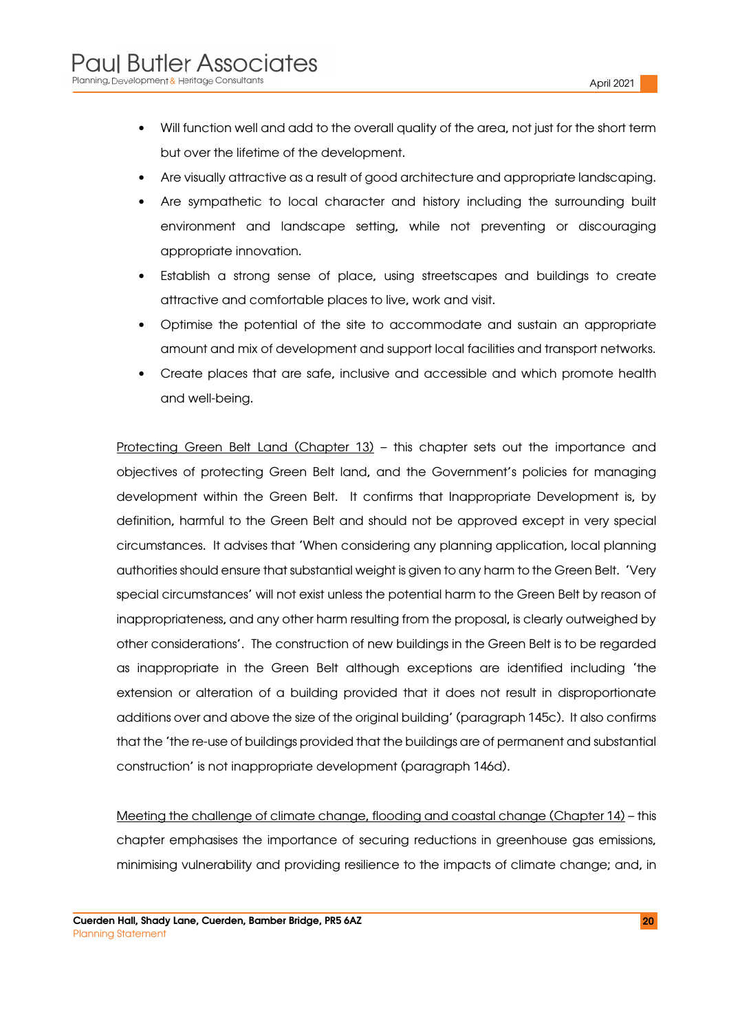- Will function well and add to the overall quality of the area, not just for the short term but over the lifetime of the development.
- Are visually attractive as a result of good architecture and appropriate landscaping.
- Are sympathetic to local character and history including the surrounding built environment and landscape setting, while not preventing or discouraging appropriate innovation.
- Establish a strong sense of place, using streetscapes and buildings to create attractive and comfortable places to live, work and visit.
- Optimise the potential of the site to accommodate and sustain an appropriate amount and mix of development and support local facilities and transport networks.
- Create places that are safe, inclusive and accessible and which promote health and well-being.

<u>Protecting Green Belt Land (Chapter 13)</u> – this chapter sets out the importance and objectives of protecting Green Belt land, and the Government's policies for managing development within the Green Belt. It confirms that Inappropriate Development is, by definition, harmful to the Green Belt and should not be approved except in very special circumstances. It advises that 'When considering any planning application, local planning authorities should ensure that substantial weight is given to any harm to the Green Belt. 'Very special circumstances' will not exist unless the potential harm to the Green Belt by reason of inappropriateness, and any other harm resulting from the proposal, is clearly outweighed by other considerations'. The construction of new buildings in the Green Belt is to be regarded as inappropriate in the Green Belt although exceptions are identified including 'the extension or alteration of a building provided that it does not result in disproportionate additions over and above the size of the original building' (paragraph 145c). It also confirms that the 'the re-use of buildings provided that the buildings are of permanent and substantial construction' is not inappropriate development (paragraph 146d).

<u>Meeting the challenge of climate change, flooding and coastal change (Chapter 14)</u> – this chapter emphasises the importance of securing reductions in greenhouse gas emissions, minimising vulnerability and providing resilience to the impacts of climate change; and, in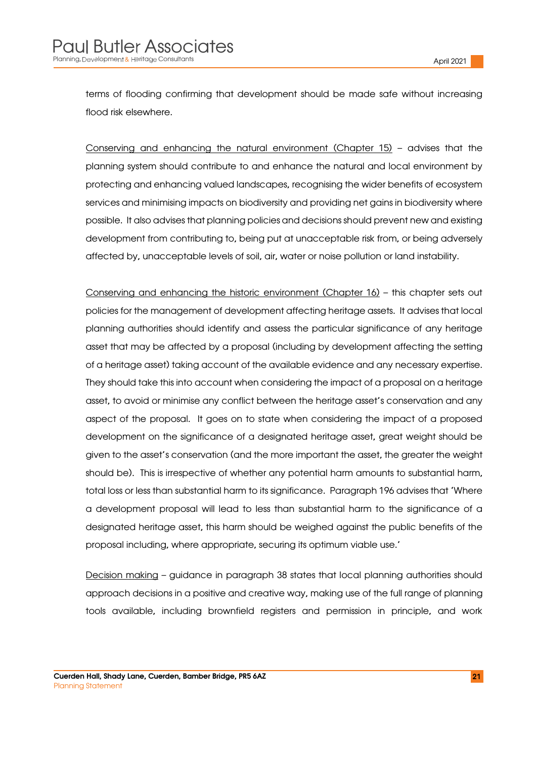terms of flooding confirming that development should be made safe without increasing flood risk elsewhere.

<u>Conserving and enhancing the natural environment (Chapter 15)</u> – advises that the planning system should contribute to and enhance the natural and local environment by protecting and enhancing valued landscapes, recognising the wider benefits of ecosystem services and minimising impacts on biodiversity and providing net gains in biodiversity where possible. It also advises that planning policies and decisions should prevent new and existing development from contributing to, being put at unacceptable risk from, or being adversely affected by, unacceptable levels of soil, air, water or noise pollution or land instability.

<u>Conserving and enhancing the historic environment (Chapter 16)</u> – this chapter sets out policies for the management of development affecting heritage assets. It advises that local planning authorities should identify and assess the particular significance of any heritage asset that may be affected by a proposal (including by development affecting the setting of a heritage asset) taking account of the available evidence and any necessary expertise. They should take this into account when considering the impact of a proposal on a heritage asset, to avoid or minimise any conflict between the heritage asset's conservation and any aspect of the proposal. It goes on to state when considering the impact of a proposed development on the significance of a designated heritage asset, great weight should be given to the asset's conservation (and the more important the asset, the greater the weight should be). This is irrespective of whether any potential harm amounts to substantial harm, total loss or less than substantial harm to its significance. Paragraph 196 advises that 'Where a development proposal will lead to less than substantial harm to the significance of a designated heritage asset, this harm should be weighed against the public benefits of the proposal including, where appropriate, securing its optimum viable use.'

<u>Decision making</u> – guidance in paragraph 38 states that local planning authorities should approach decisions in a positive and creative way, making use of the full range of planning tools available, including brownfield registers and permission in principle, and work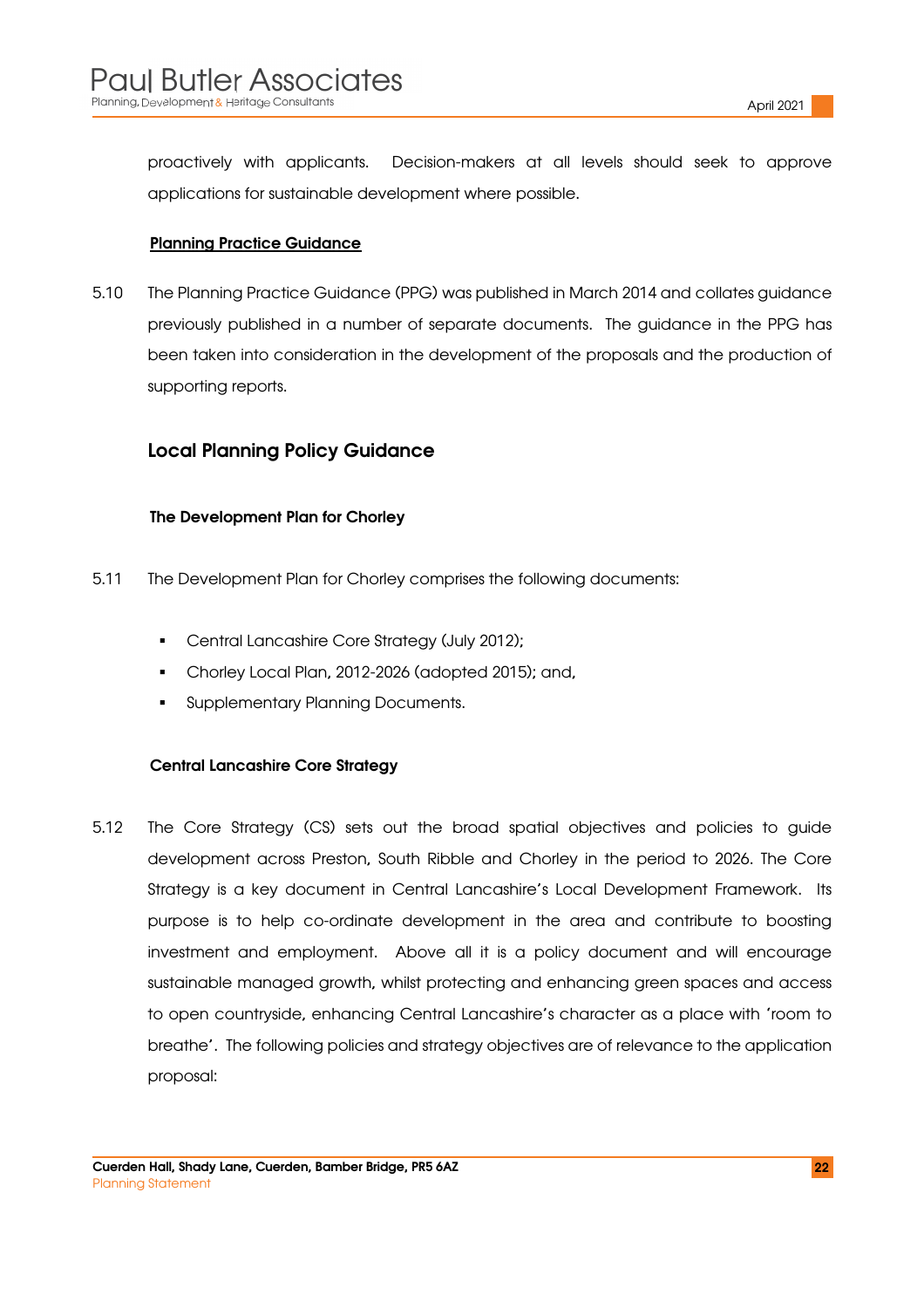proactively with applicants. Decision-makers at all levels should seek to approve applications for sustainable development where possible.

**Planning Practice Guidance**

5.10 The Planning Practice Guidance (PPG) was published in March 2014 and collates guidance previously published in a number of separate documents. The guidance in the PPG has been taken into consideration in the development of the proposals and the production of supporting reports.

## Local Planning Policy Guidance

### The Development Plan for Chorley

5.11 The Development Plan for Chorley comprises the following documents:

- Central Lancashire Core Strategy (July 2012);
- Chorley Local Plan, 2012-2026 (adopted 2015); and,
- Supplementary Planning Documents.

### Central Lancashire Core Strategy

5.12 The Core Strategy (CS) sets out the broad spatial objectives and policies to guide development across Preston, South Ribble and Chorley in the period to 2026. The Core Strategy is a key document in Central Lancashire's Local Development Framework. Its purpose is to help co-ordinate development in the area and contribute to boosting investment and employment. Above all it is a policy document and will encourage sustainable managed growth, whilst protecting and enhancing green spaces and access to open countryside, enhancing Central Lancashire's character as a place with 'room to breathe'. The following policies and strategy objectives are of relevance to the application proposal: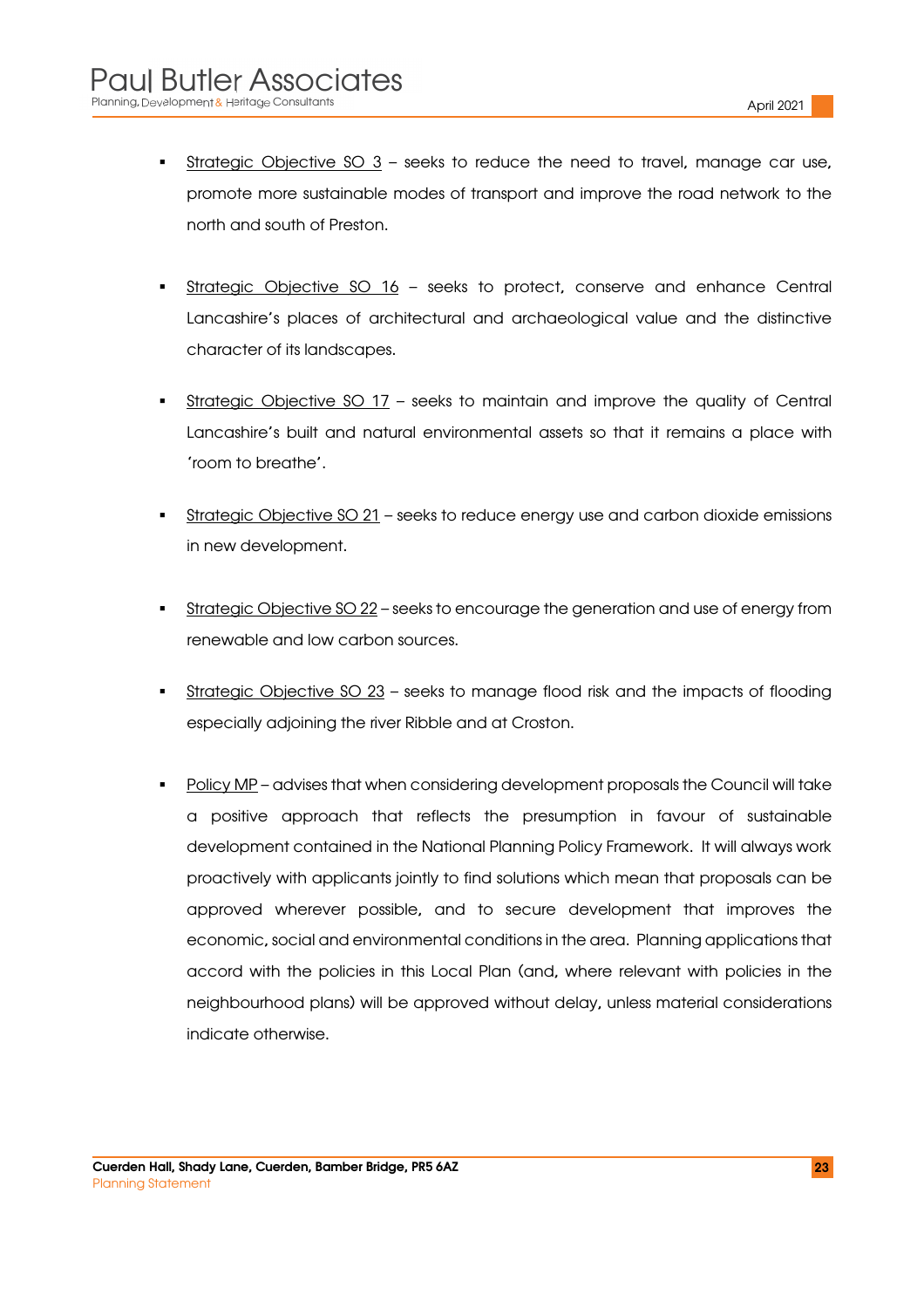- Strategic Objective SO 3 – seeks to reduce the need to travel, manage car use, promote more sustainable modes of transport and improve the road network to the north and south of Preston.

- Strategic Objective SO 16 – seeks to protect, conserve and enhance Central Lancashire's places of architectural and archaeological value and the distinctive character of its landscapes.

- Strategic Objective SO 17 – seeks to maintain and improve the quality of Central Lancashire's built and natural environmental assets so that it remains a place with 'room to breathe'.

- Strategic Objective SO 21 – seeks to reduce energy use and carbon dioxide emissions in new development.

- Strategic Objective SO 22 – seeks to encourage the generation and use of energy from renewable and low carbon sources.

- Strategic Objective SO 23 – seeks to manage flood risk and the impacts of flooding especially adjoining the river Ribble and at Croston.

- Policy MP – advises that when considering development proposals the Council will take a positive approach that reflects the presumption in favour of sustainable development contained in the National Planning Policy Framework. It will always work proactively with applicants jointly to find solutions which mean that proposals can be approved wherever possible, and to secure development that improves the economic, social and environmental conditions in the area. Planning applications that accord with the policies in this Local Plan (and, where relevant with policies in the neighbourhood plans) will be approved without delay, unless material considerations indicate otherwise.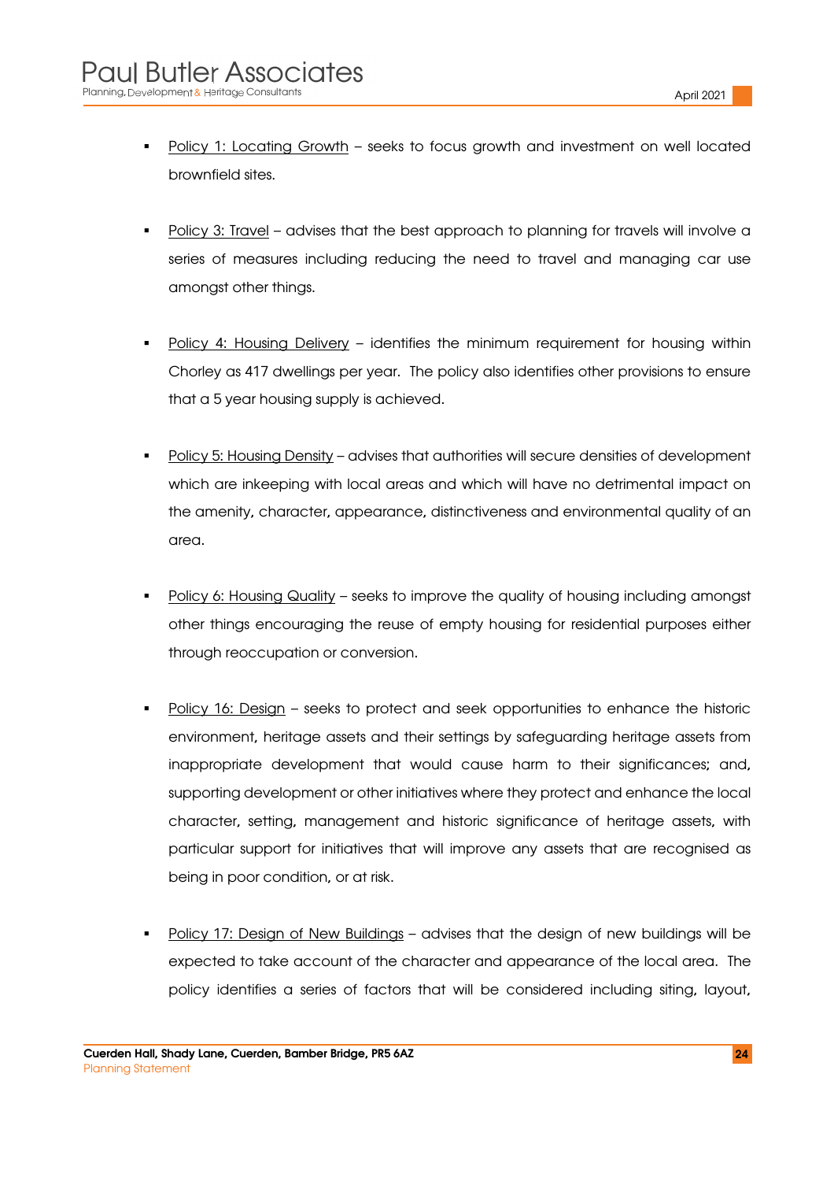- Policy 1: Locating Growth – seeks to focus growth and investment on well located brownfield sites.

- Policy 3: Travel – advises that the best approach to planning for travels will involve a series of measures including reducing the need to travel and managing car use amongst other things.

- Policy 4: Housing Delivery – identifies the minimum requirement for housing within Chorley as 417 dwellings per year. The policy also identifies other provisions to ensure that a 5 year housing supply is achieved.

- Policy 5: Housing Density – advises that authorities will secure densities of development which are inkeeping with local areas and which will have no detrimental impact on the amenity, character, appearance, distinctiveness and environmental quality of an area.

- Policy 6: Housing Quality – seeks to improve the quality of housing including amongst other things encouraging the reuse of empty housing for residential purposes either through reoccupation or conversion.

- Policy 16: Design – seeks to protect and seek opportunities to enhance the historic environment, heritage assets and their settings by safeguarding heritage assets from inappropriate development that would cause harm to their significances; and, supporting development or other initiatives where they protect and enhance the local character, setting, management and historic significance of heritage assets, with particular support for initiatives that will improve any assets that are recognised as being in poor condition, or at risk.

- Policy 17: Design of New Buildings – advises that the design of new buildings will be expected to take account of the character and appearance of the local area. The policy identifies a series of factors that will be considered including siting, layout,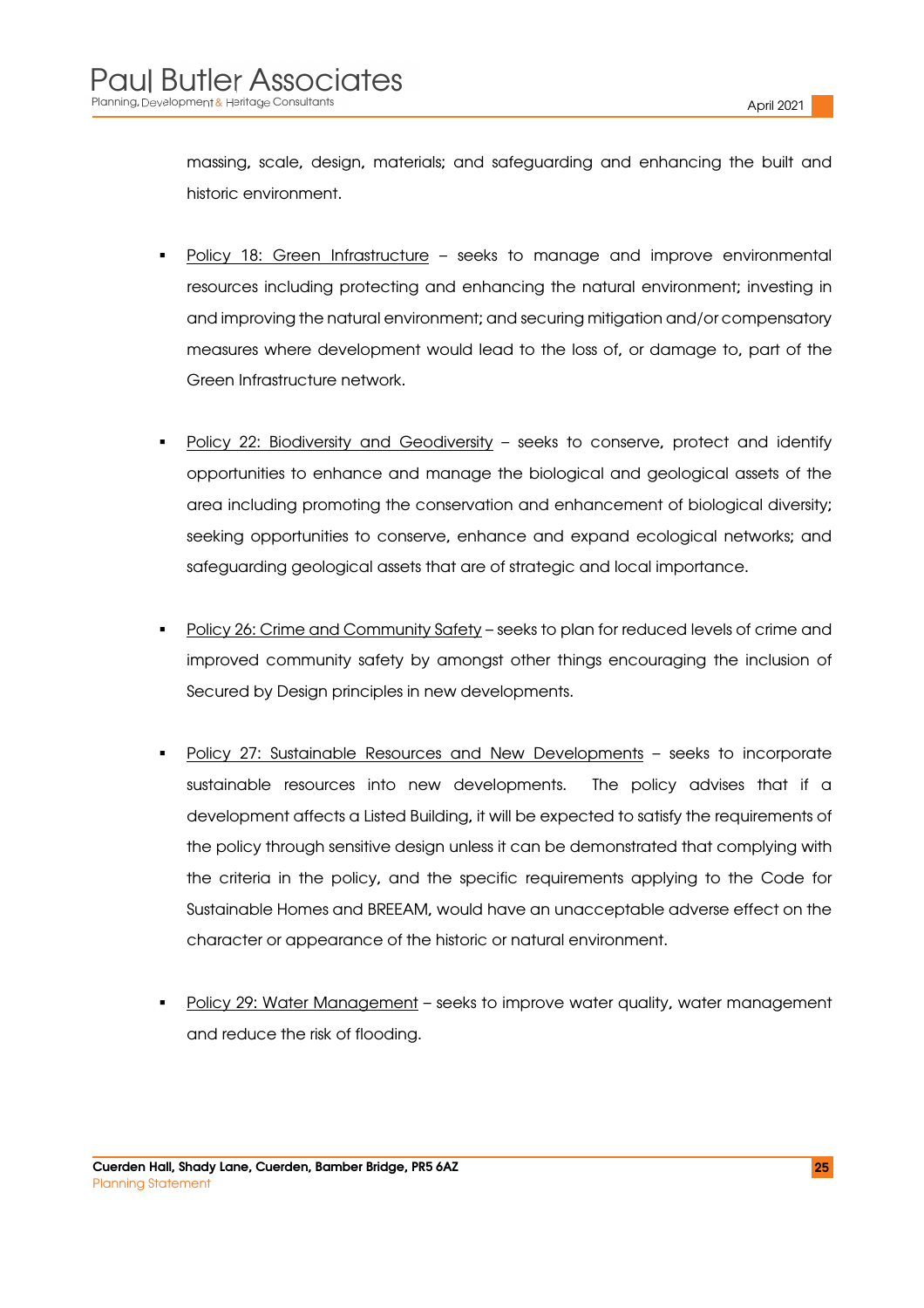massing, scale, design, materials; and safeguarding and enhancing the built and historic environment.

- Policy 18: Green Infrastructure – seeks to manage and improve environmental resources including protecting and enhancing the natural environment; investing in and improving the natural environment; and securing mitigation and/or compensatory measures where development would lead to the loss of, or damage to, part of the Green Infrastructure network.

- Policy 22: Biodiversity and Geodiversity – seeks to conserve, protect and identify opportunities to enhance and manage the biological and geological assets of the area including promoting the conservation and enhancement of biological diversity; seeking opportunities to conserve, enhance and expand ecological networks; and safeguarding geological assets that are of strategic and local importance.

- Policy 26: Crime and Community Safety – seeks to plan for reduced levels of crime and improved community safety by amongst other things encouraging the inclusion of Secured by Design principles in new developments.

- Policy 27: Sustainable Resources and New Developments – seeks to incorporate sustainable resources into new developments. The policy advises that if a development affects a Listed Building, it will be expected to satisfy the requirements of the policy through sensitive design unless it can be demonstrated that complying with the criteria in the policy, and the specific requirements applying to the Code for Sustainable Homes and BREEAM, would have an unacceptable adverse effect on the character or appearance of the historic or natural environment.

- Policy 29: Water Management – seeks to improve water quality, water management and reduce the risk of flooding.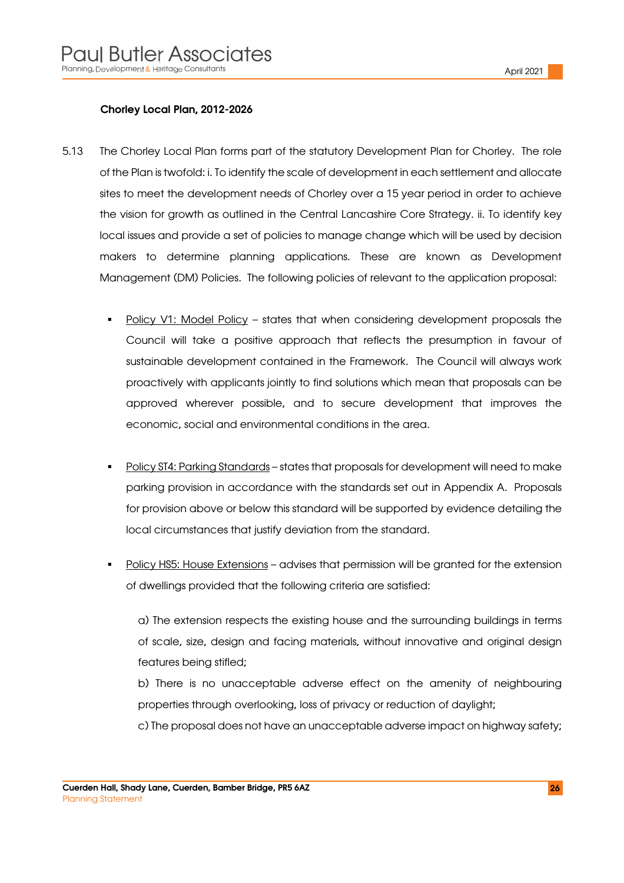**Chorley Local Plan, 2012-2026**

5.13 The Chorley Local Plan forms part of the statutory Development Plan for Chorley. The role of the Plan is twofold: i. To identify the scale of development in each settlement and allocate sites to meet the development needs of Chorley over a 15 year period in order to achieve the vision for growth as outlined in the Central Lancashire Core Strategy. ii. To identify key local issues and provide a set of policies to manage change which will be used by decision makers to determine planning applications. These are known as Development Management (DM) Policies. The following policies of relevant to the application proposal:

- Policy V1: Model Policy – states that when considering development proposals the Council will take a positive approach that reflects the presumption in favour of sustainable development contained in the Framework. The Council will always work proactively with applicants jointly to find solutions which mean that proposals can be approved wherever possible, and to secure development that improves the economic, social and environmental conditions in the area.

- Policy ST4: Parking Standards – states that proposals for development will need to make parking provision in accordance with the standards set out in Appendix A. Proposals for provision above or below this standard will be supported by evidence detailing the local circumstances that justify deviation from the standard.

- Policy HS5: House Extensions – advises that permission will be granted for the extension of dwellings provided that the following criteria are satisfied:

  a) The extension respects the existing house and the surrounding buildings in terms of scale, size, design and facing materials, without innovative and original design features being stifled;
  
  b) There is no unacceptable adverse effect on the amenity of neighbouring properties through overlooking, loss of privacy or reduction of daylight;
  
  c) The proposal does not have an unacceptable adverse impact on highway safety;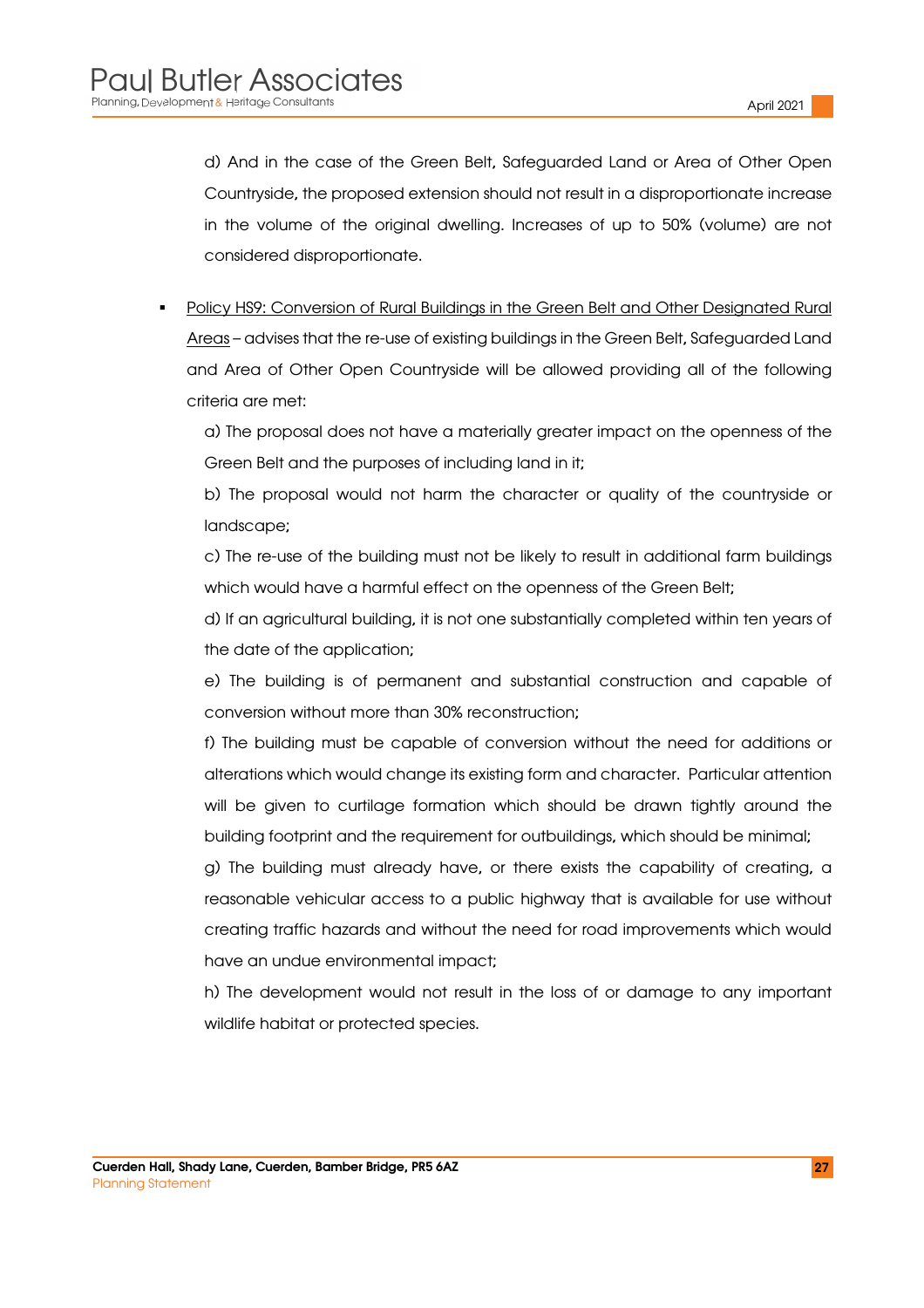d) And in the case of the Green Belt, Safeguarded Land or Area of Other Open Countryside, the proposed extension should not result in a disproportionate increase in the volume of the original dwelling. Increases of up to 50% (volume) are not considered disproportionate.

- Policy HS9: Conversion of Rural Buildings in the Green Belt and Other Designated Rural Areas – advises that the re-use of existing buildings in the Green Belt, Safeguarded Land and Area of Other Open Countryside will be allowed providing all of the following criteria are met:

  a) The proposal does not have a materially greater impact on the openness of the Green Belt and the purposes of including land in it;

  b) The proposal would not harm the character or quality of the countryside or landscape;

  c) The re-use of the building must not be likely to result in additional farm buildings which would have a harmful effect on the openness of the Green Belt;

  d) If an agricultural building, it is not one substantially completed within ten years of the date of the application;

  e) The building is of permanent and substantial construction and capable of conversion without more than 30% reconstruction;

  f) The building must be capable of conversion without the need for additions or alterations which would change its existing form and character. Particular attention will be given to curtilage formation which should be drawn tightly around the building footprint and the requirement for outbuildings, which should be minimal;

  g) The building must already have, or there exists the capability of creating, a reasonable vehicular access to a public highway that is available for use without creating traffic hazards and without the need for road improvements which would have an undue environmental impact;

  h) The development would not result in the loss of or damage to any important wildlife habitat or protected species.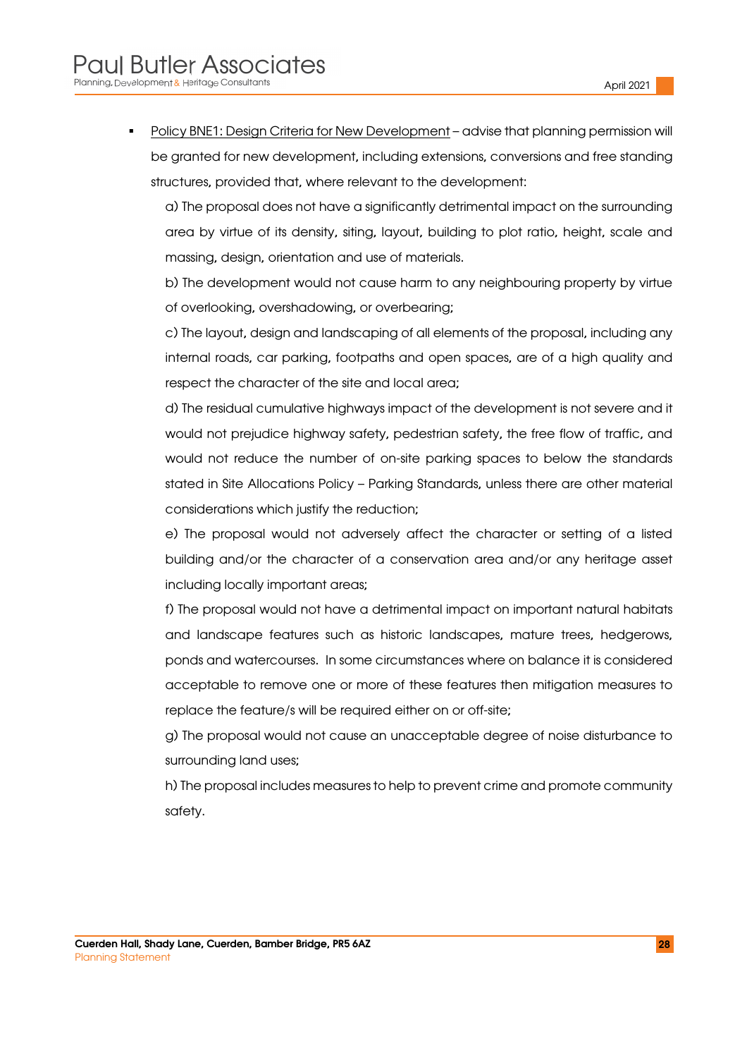- Policy BNE1: Design Criteria for New Development – advise that planning permission will be granted for new development, including extensions, conversions and free standing structures, provided that, where relevant to the development:

  a) The proposal does not have a significantly detrimental impact on the surrounding area by virtue of its density, siting, layout, building to plot ratio, height, scale and massing, design, orientation and use of materials.

  b) The development would not cause harm to any neighbouring property by virtue of overlooking, overshadowing, or overbearing;

  c) The layout, design and landscaping of all elements of the proposal, including any internal roads, car parking, footpaths and open spaces, are of a high quality and respect the character of the site and local area;

  d) The residual cumulative highways impact of the development is not severe and it would not prejudice highway safety, pedestrian safety, the free flow of traffic, and would not reduce the number of on-site parking spaces to below the standards stated in Site Allocations Policy – Parking Standards, unless there are other material considerations which justify the reduction;

  e) The proposal would not adversely affect the character or setting of a listed building and/or the character of a conservation area and/or any heritage asset including locally important areas;

  f) The proposal would not have a detrimental impact on important natural habitats and landscape features such as historic landscapes, mature trees, hedgerows, ponds and watercourses. In some circumstances where on balance it is considered acceptable to remove one or more of these features then mitigation measures to replace the feature/s will be required either on or off-site;

  g) The proposal would not cause an unacceptable degree of noise disturbance to surrounding land uses;

  h) The proposal includes measures to help to prevent crime and promote community safety.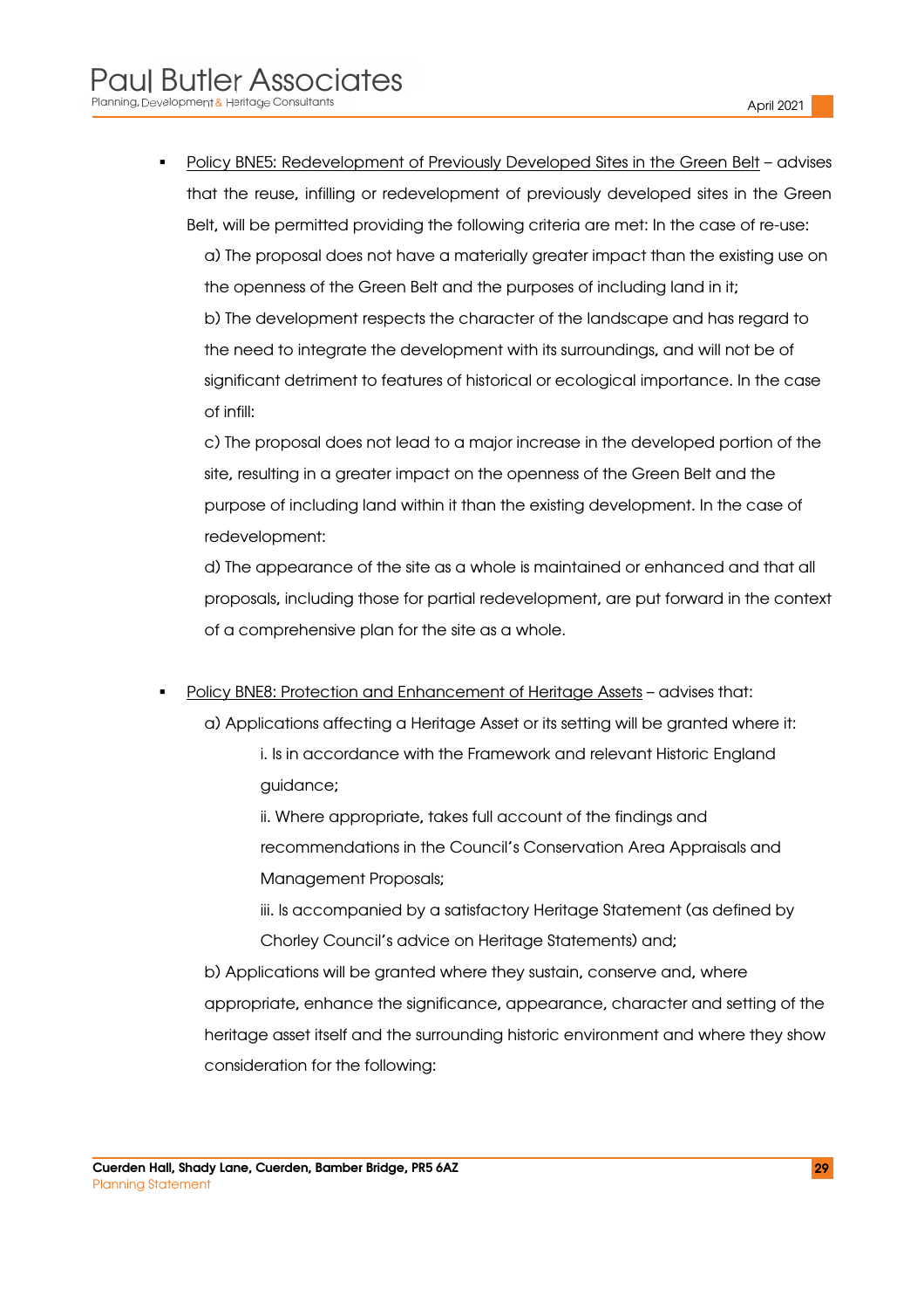- Policy BNE5: Redevelopment of Previously Developed Sites in the Green Belt – advises that the reuse, infilling or redevelopment of previously developed sites in the Green Belt, will be permitted providing the following criteria are met: In the case of re-use:

  a) The proposal does not have a materially greater impact than the existing use on the openness of the Green Belt and the purposes of including land in it;

  b) The development respects the character of the landscape and has regard to the need to integrate the development with its surroundings, and will not be of significant detriment to features of historical or ecological importance. In the case of infill:

  c) The proposal does not lead to a major increase in the developed portion of the site, resulting in a greater impact on the openness of the Green Belt and the purpose of including land within it than the existing development. In the case of redevelopment:

  d) The appearance of the site as a whole is maintained or enhanced and that all proposals, including those for partial redevelopment, are put forward in the context of a comprehensive plan for the site as a whole.

- Policy BNE8: Protection and Enhancement of Heritage Assets – advises that:

  a) Applications affecting a Heritage Asset or its setting will be granted where it:

    i. Is in accordance with the Framework and relevant Historic England guidance;

    ii. Where appropriate, takes full account of the findings and recommendations in the Council's Conservation Area Appraisals and Management Proposals;

    iii. Is accompanied by a satisfactory Heritage Statement (as defined by Chorley Council's advice on Heritage Statements) and;

  b) Applications will be granted where they sustain, conserve and, where appropriate, enhance the significance, appearance, character and setting of the heritage asset itself and the surrounding historic environment and where they show consideration for the following: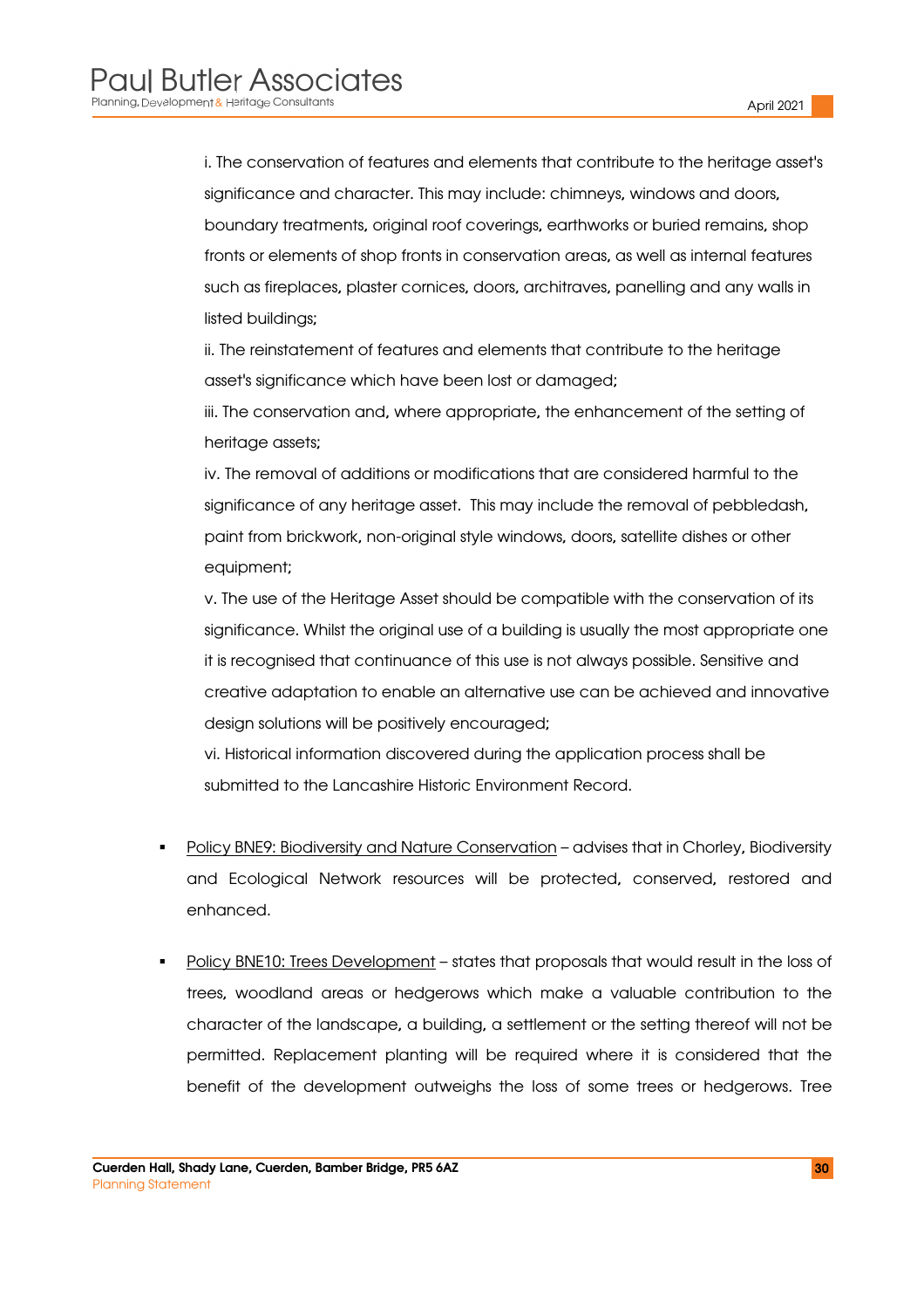i. The conservation of features and elements that contribute to the heritage asset's significance and character. This may include: chimneys, windows and doors, boundary treatments, original roof coverings, earthworks or buried remains, shop fronts or elements of shop fronts in conservation areas, as well as internal features such as fireplaces, plaster cornices, doors, architraves, panelling and any walls in listed buildings;

ii. The reinstatement of features and elements that contribute to the heritage asset's significance which have been lost or damaged;

iii. The conservation and, where appropriate, the enhancement of the setting of heritage assets;

iv. The removal of additions or modifications that are considered harmful to the significance of any heritage asset. This may include the removal of pebbledash, paint from brickwork, non-original style windows, doors, satellite dishes or other equipment;

v. The use of the Heritage Asset should be compatible with the conservation of its significance. Whilst the original use of a building is usually the most appropriate one it is recognised that continuance of this use is not always possible. Sensitive and creative adaptation to enable an alternative use can be achieved and innovative design solutions will be positively encouraged;

vi. Historical information discovered during the application process shall be submitted to the Lancashire Historic Environment Record.

- Policy BNE9: Biodiversity and Nature Conservation – advises that in Chorley, Biodiversity and Ecological Network resources will be protected, conserved, restored and enhanced.

- Policy BNE10: Trees Development – states that proposals that would result in the loss of trees, woodland areas or hedgerows which make a valuable contribution to the character of the landscape, a building, a settlement or the setting thereof will not be permitted. Replacement planting will be required where it is considered that the benefit of the development outweighs the loss of some trees or hedgerows. Tree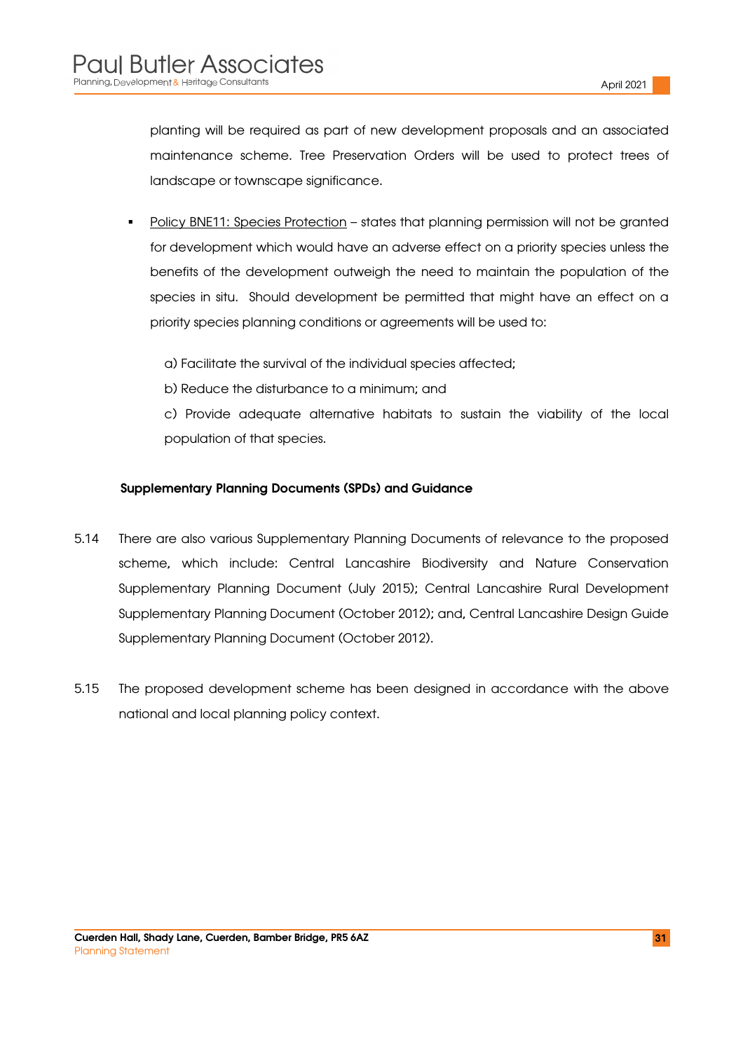planting will be required as part of new development proposals and an associated maintenance scheme. Tree Preservation Orders will be used to protect trees of landscape or townscape significance.

- Policy BNE11: Species Protection – states that planning permission will not be granted for development which would have an adverse effect on a priority species unless the benefits of the development outweigh the need to maintain the population of the species in situ. Should development be permitted that might have an effect on a priority species planning conditions or agreements will be used to:

  a) Facilitate the survival of the individual species affected;

  b) Reduce the disturbance to a minimum; and

  c) Provide adequate alternative habitats to sustain the viability of the local population of that species.

**Supplementary Planning Documents (SPDs) and Guidance**

5.14 There are also various Supplementary Planning Documents of relevance to the proposed scheme, which include: Central Lancashire Biodiversity and Nature Conservation Supplementary Planning Document (July 2015); Central Lancashire Rural Development Supplementary Planning Document (October 2012); and, Central Lancashire Design Guide Supplementary Planning Document (October 2012).

5.15 The proposed development scheme has been designed in accordance with the above national and local planning policy context.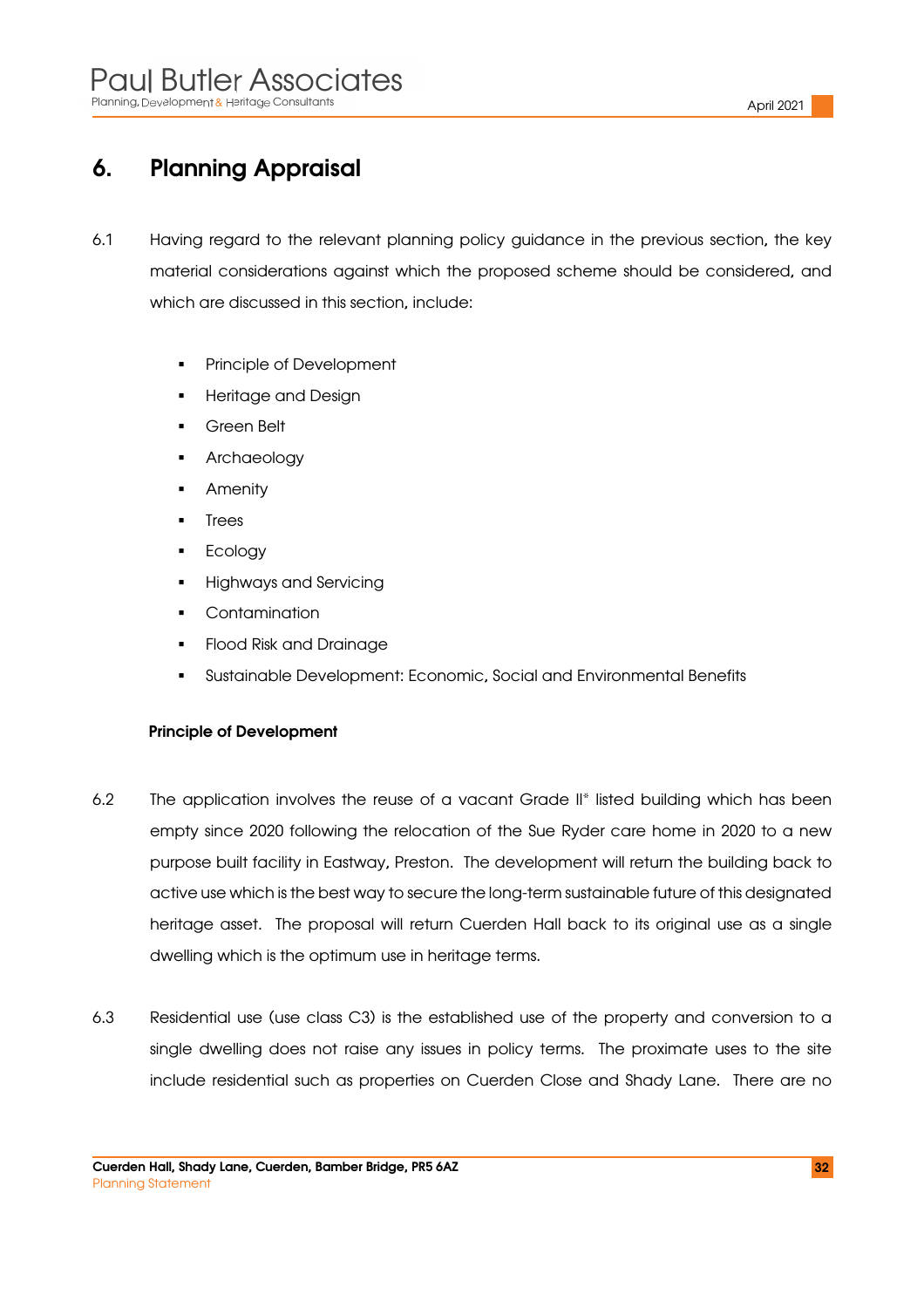## 6. Planning Appraisal

6.1 Having regard to the relevant planning policy guidance in the previous section, the key material considerations against which the proposed scheme should be considered, and which are discussed in this section, include:

- Principle of Development
- Heritage and Design
- Green Belt
- Archaeology
- Amenity
- Trees
- Ecology
- Highways and Servicing
- Contamination
- Flood Risk and Drainage
- Sustainable Development: Economic, Social and Environmental Benefits

**Principle of Development**

6.2 The application involves the reuse of a vacant Grade II* listed building which has been empty since 2020 following the relocation of the Sue Ryder care home in 2020 to a new purpose built facility in Eastway, Preston. The development will return the building back to active use which is the best way to secure the long-term sustainable future of this designated heritage asset. The proposal will return Cuerden Hall back to its original use as a single dwelling which is the optimum use in heritage terms.

6.3 Residential use (use class C3) is the established use of the property and conversion to a single dwelling does not raise any issues in policy terms. The proximate uses to the site include residential such as properties on Cuerden Close and Shady Lane. There are no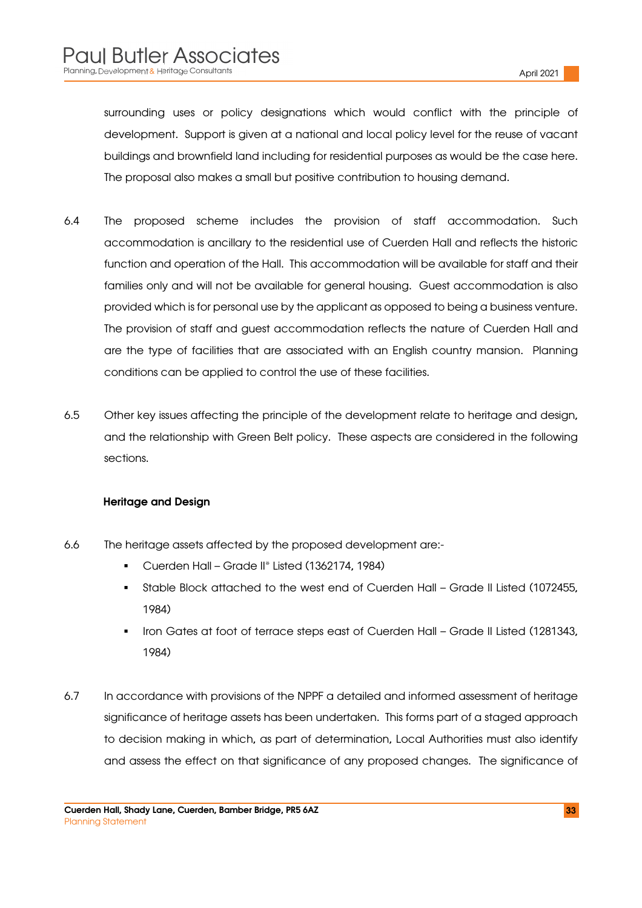surrounding uses or policy designations which would conflict with the principle of development. Support is given at a national and local policy level for the reuse of vacant buildings and brownfield land including for residential purposes as would be the case here. The proposal also makes a small but positive contribution to housing demand.

6.4 The proposed scheme includes the provision of staff accommodation. Such accommodation is ancillary to the residential use of Cuerden Hall and reflects the historic function and operation of the Hall. This accommodation will be available for staff and their families only and will not be available for general housing. Guest accommodation is also provided which is for personal use by the applicant as opposed to being a business venture. The provision of staff and guest accommodation reflects the nature of Cuerden Hall and are the type of facilities that are associated with an English country mansion. Planning conditions can be applied to control the use of these facilities.

6.5 Other key issues affecting the principle of the development relate to heritage and design, and the relationship with Green Belt policy. These aspects are considered in the following sections.

**Heritage and Design**

6.6 The heritage assets affected by the proposed development are:-

- Cuerden Hall – Grade II* Listed (1362174, 1984)
- Stable Block attached to the west end of Cuerden Hall – Grade II Listed (1072455, 1984)
- Iron Gates at foot of terrace steps east of Cuerden Hall – Grade II Listed (1281343, 1984)

6.7 In accordance with provisions of the NPPF a detailed and informed assessment of heritage significance of heritage assets has been undertaken. This forms part of a staged approach to decision making in which, as part of determination, Local Authorities must also identify and assess the effect on that significance of any proposed changes. The significance of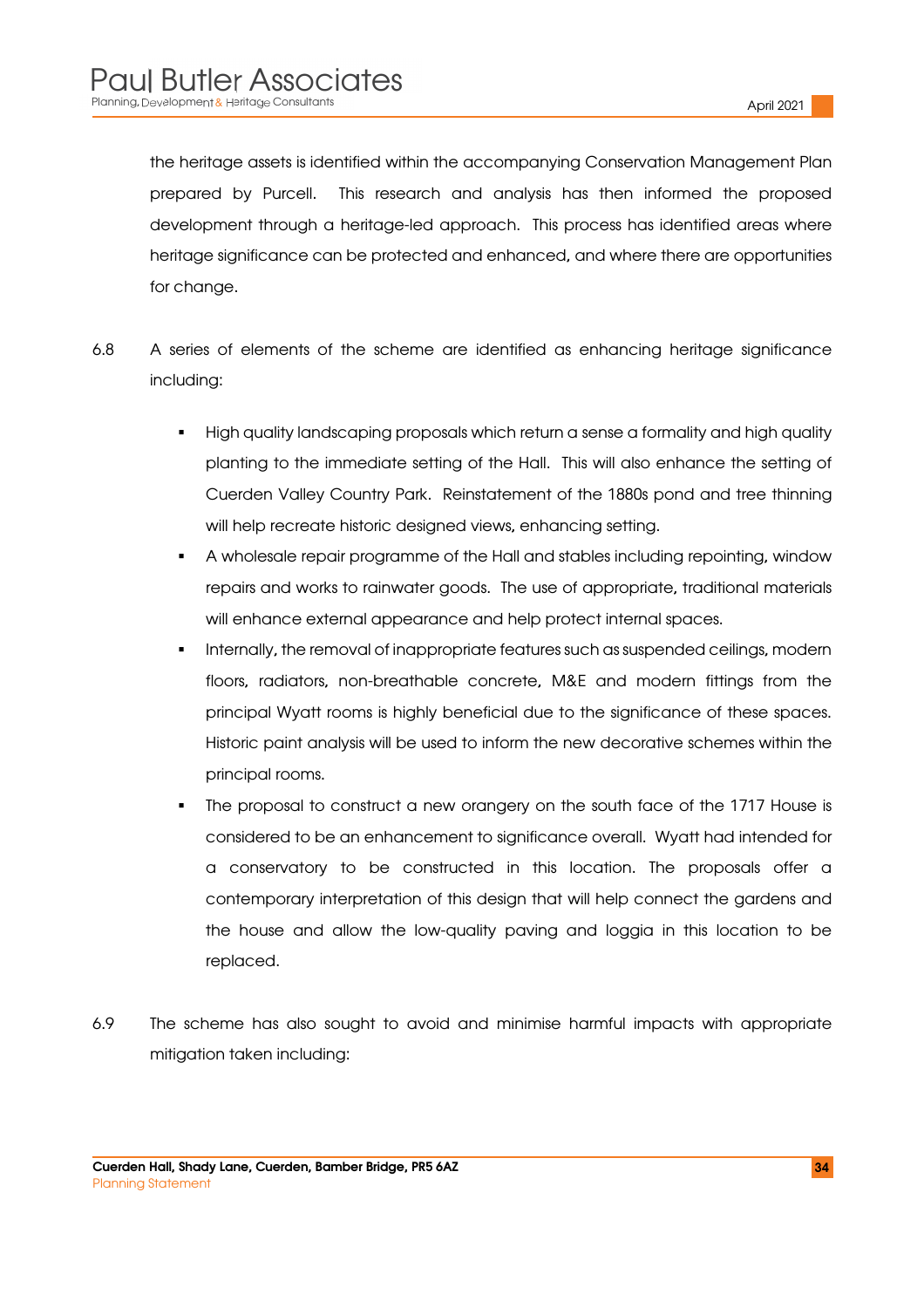the heritage assets is identified within the accompanying Conservation Management Plan prepared by Purcell. This research and analysis has then informed the proposed development through a heritage-led approach. This process has identified areas where heritage significance can be protected and enhanced, and where there are opportunities for change.

6.8 A series of elements of the scheme are identified as enhancing heritage significance including:

- High quality landscaping proposals which return a sense a formality and high quality planting to the immediate setting of the Hall. This will also enhance the setting of Cuerden Valley Country Park. Reinstatement of the 1880s pond and tree thinning will help recreate historic designed views, enhancing setting.
- A wholesale repair programme of the Hall and stables including repointing, window repairs and works to rainwater goods. The use of appropriate, traditional materials will enhance external appearance and help protect internal spaces.
- Internally, the removal of inappropriate features such as suspended ceilings, modern floors, radiators, non-breathable concrete, M&E and modern fittings from the principal Wyatt rooms is highly beneficial due to the significance of these spaces. Historic paint analysis will be used to inform the new decorative schemes within the principal rooms.
- The proposal to construct a new orangery on the south face of the 1717 House is considered to be an enhancement to significance overall. Wyatt had intended for a conservatory to be constructed in this location. The proposals offer a contemporary interpretation of this design that will help connect the gardens and the house and allow the low-quality paving and loggia in this location to be replaced.

6.9 The scheme has also sought to avoid and minimise harmful impacts with appropriate mitigation taken including: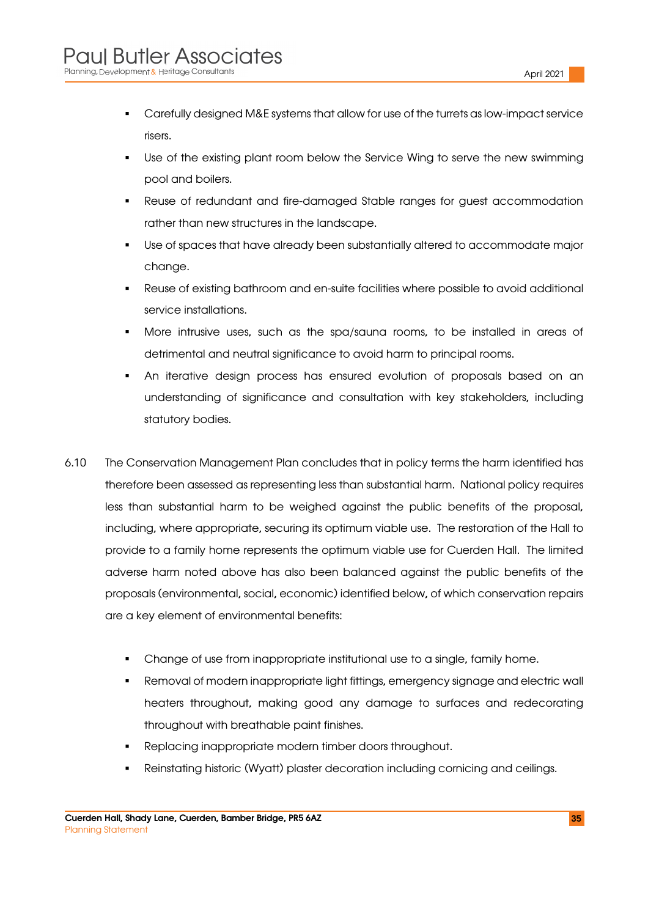- Carefully designed M&E systems that allow for use of the turrets as low-impact service risers.
- Use of the existing plant room below the Service Wing to serve the new swimming pool and boilers.
- Reuse of redundant and fire-damaged Stable ranges for guest accommodation rather than new structures in the landscape.
- Use of spaces that have already been substantially altered to accommodate major change.
- Reuse of existing bathroom and en-suite facilities where possible to avoid additional service installations.
- More intrusive uses, such as the spa/sauna rooms, to be installed in areas of detrimental and neutral significance to avoid harm to principal rooms.
- An iterative design process has ensured evolution of proposals based on an understanding of significance and consultation with key stakeholders, including statutory bodies.

6.10 The Conservation Management Plan concludes that in policy terms the harm identified has therefore been assessed as representing less than substantial harm. National policy requires less than substantial harm to be weighed against the public benefits of the proposal, including, where appropriate, securing its optimum viable use. The restoration of the Hall to provide to a family home represents the optimum viable use for Cuerden Hall. The limited adverse harm noted above has also been balanced against the public benefits of the proposals (environmental, social, economic) identified below, of which conservation repairs are a key element of environmental benefits:

- Change of use from inappropriate institutional use to a single, family home.
- Removal of modern inappropriate light fittings, emergency signage and electric wall heaters throughout, making good any damage to surfaces and redecorating throughout with breathable paint finishes.
- Replacing inappropriate modern timber doors throughout.
- Reinstating historic (Wyatt) plaster decoration including cornicing and ceilings.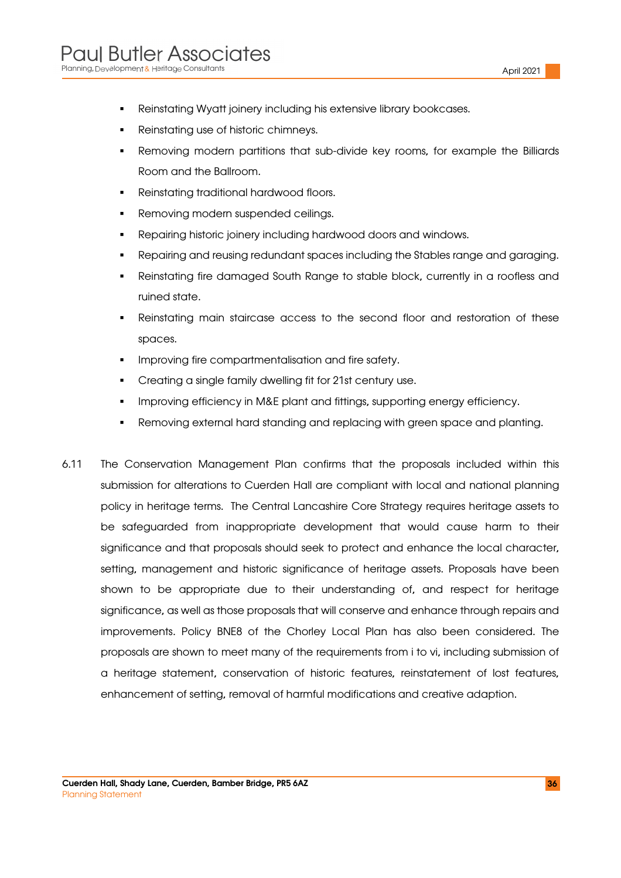- Reinstating Wyatt joinery including his extensive library bookcases.
- Reinstating use of historic chimneys.
- Removing modern partitions that sub-divide key rooms, for example the Billiards Room and the Ballroom.
- Reinstating traditional hardwood floors.
- Removing modern suspended ceilings.
- Repairing historic joinery including hardwood doors and windows.
- Repairing and reusing redundant spaces including the Stables range and garaging.
- Reinstating fire damaged South Range to stable block, currently in a roofless and ruined state.
- Reinstating main staircase access to the second floor and restoration of these spaces.
- Improving fire compartmentalisation and fire safety.
- Creating a single family dwelling fit for 21st century use.
- Improving efficiency in M&E plant and fittings, supporting energy efficiency.
- Removing external hard standing and replacing with green space and planting.

6.11 The Conservation Management Plan confirms that the proposals included within this submission for alterations to Cuerden Hall are compliant with local and national planning policy in heritage terms. The Central Lancashire Core Strategy requires heritage assets to be safeguarded from inappropriate development that would cause harm to their significance and that proposals should seek to protect and enhance the local character, setting, management and historic significance of heritage assets. Proposals have been shown to be appropriate due to their understanding of, and respect for heritage significance, as well as those proposals that will conserve and enhance through repairs and improvements. Policy BNE8 of the Chorley Local Plan has also been considered. The proposals are shown to meet many of the requirements from i to vi, including submission of a heritage statement, conservation of historic features, reinstatement of lost features, enhancement of setting, removal of harmful modifications and creative adaption.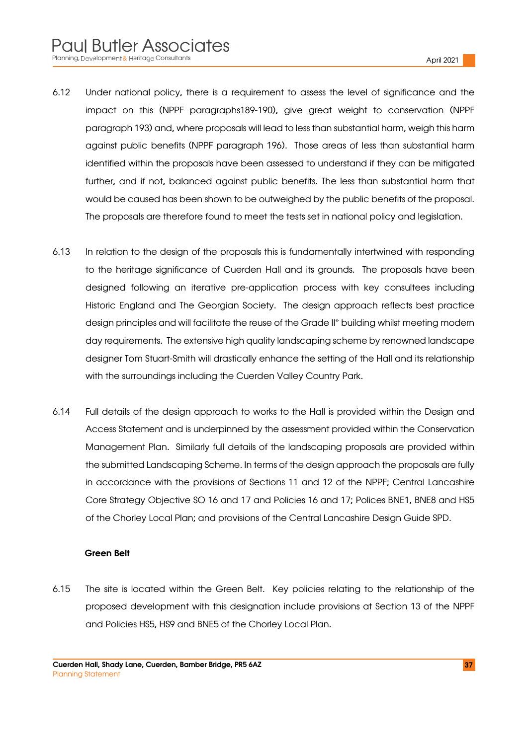6.12 Under national policy, there is a requirement to assess the level of significance and the impact on this (NPPF paragraphs189-190), give great weight to conservation (NPPF paragraph 193) and, where proposals will lead to less than substantial harm, weigh this harm against public benefits (NPPF paragraph 196). Those areas of less than substantial harm identified within the proposals have been assessed to understand if they can be mitigated further, and if not, balanced against public benefits. The less than substantial harm that would be caused has been shown to be outweighed by the public benefits of the proposal. The proposals are therefore found to meet the tests set in national policy and legislation.

6.13 In relation to the design of the proposals this is fundamentally intertwined with responding to the heritage significance of Cuerden Hall and its grounds. The proposals have been designed following an iterative pre-application process with key consultees including Historic England and The Georgian Society. The design approach reflects best practice design principles and will facilitate the reuse of the Grade II* building whilst meeting modern day requirements. The extensive high quality landscaping scheme by renowned landscape designer Tom Stuart-Smith will drastically enhance the setting of the Hall and its relationship with the surroundings including the Cuerden Valley Country Park.

6.14 Full details of the design approach to works to the Hall is provided within the Design and Access Statement and is underpinned by the assessment provided within the Conservation Management Plan. Similarly full details of the landscaping proposals are provided within the submitted Landscaping Scheme. In terms of the design approach the proposals are fully in accordance with the provisions of Sections 11 and 12 of the NPPF; Central Lancashire Core Strategy Objective SO 16 and 17 and Policies 16 and 17; Polices BNE1, BNE8 and HS5 of the Chorley Local Plan; and provisions of the Central Lancashire Design Guide SPD.

**Green Belt**

6.15 The site is located within the Green Belt. Key policies relating to the relationship of the proposed development with this designation include provisions at Section 13 of the NPPF and Policies HS5, HS9 and BNE5 of the Chorley Local Plan.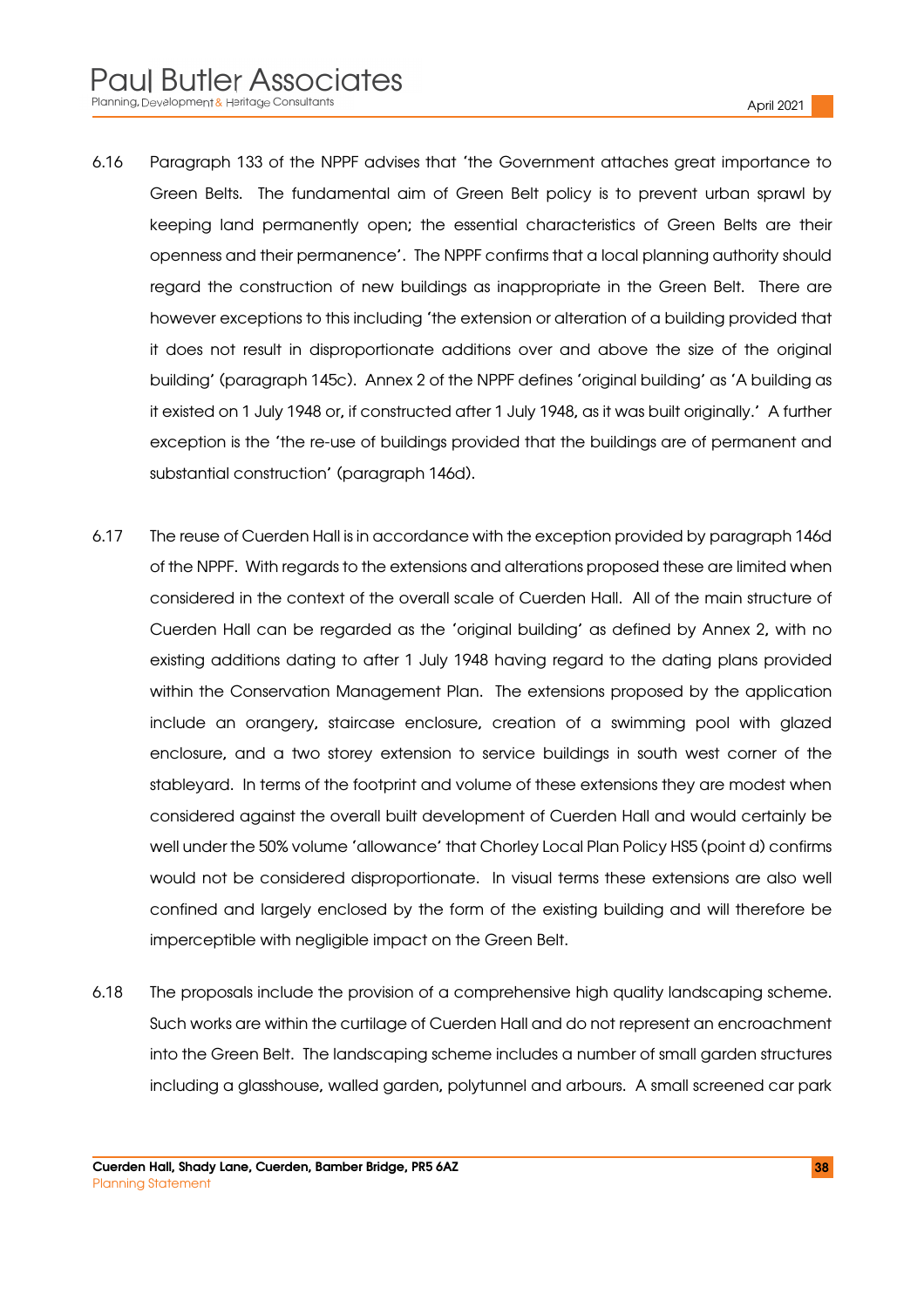6.16 Paragraph 133 of the NPPF advises that 'the Government attaches great importance to Green Belts. The fundamental aim of Green Belt policy is to prevent urban sprawl by keeping land permanently open; the essential characteristics of Green Belts are their openness and their permanence'. The NPPF confirms that a local planning authority should regard the construction of new buildings as inappropriate in the Green Belt. There are however exceptions to this including 'the extension or alteration of a building provided that it does not result in disproportionate additions over and above the size of the original building' (paragraph 145c). Annex 2 of the NPPF defines 'original building' as 'A building as it existed on 1 July 1948 or, if constructed after 1 July 1948, as it was built originally.' A further exception is the 'the re-use of buildings provided that the buildings are of permanent and substantial construction' (paragraph 146d).

6.17 The reuse of Cuerden Hall is in accordance with the exception provided by paragraph 146d of the NPPF. With regards to the extensions and alterations proposed these are limited when considered in the context of the overall scale of Cuerden Hall. All of the main structure of Cuerden Hall can be regarded as the 'original building' as defined by Annex 2, with no existing additions dating to after 1 July 1948 having regard to the dating plans provided within the Conservation Management Plan. The extensions proposed by the application include an orangery, staircase enclosure, creation of a swimming pool with glazed enclosure, and a two storey extension to service buildings in south west corner of the stableyard. In terms of the footprint and volume of these extensions they are modest when considered against the overall built development of Cuerden Hall and would certainly be well under the 50% volume 'allowance' that Chorley Local Plan Policy HS5 (point d) confirms would not be considered disproportionate. In visual terms these extensions are also well confined and largely enclosed by the form of the existing building and will therefore be imperceptible with negligible impact on the Green Belt.

6.18 The proposals include the provision of a comprehensive high quality landscaping scheme. Such works are within the curtilage of Cuerden Hall and do not represent an encroachment into the Green Belt. The landscaping scheme includes a number of small garden structures including a glasshouse, walled garden, polytunnel and arbours. A small screened car park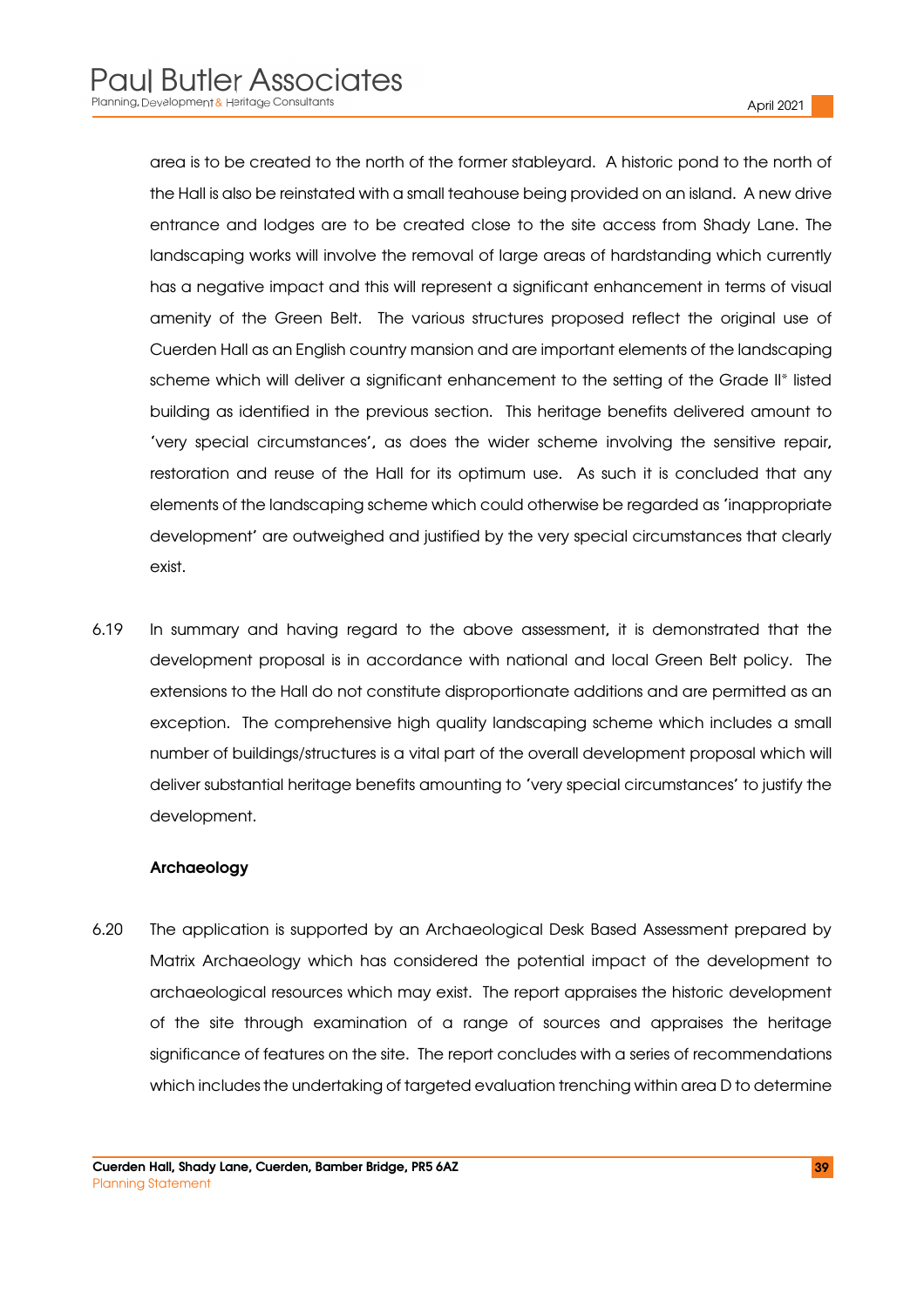area is to be created to the north of the former stableyard. A historic pond to the north of the Hall is also be reinstated with a small teahouse being provided on an island. A new drive entrance and lodges are to be created close to the site access from Shady Lane. The landscaping works will involve the removal of large areas of hardstanding which currently has a negative impact and this will represent a significant enhancement in terms of visual amenity of the Green Belt. The various structures proposed reflect the original use of Cuerden Hall as an English country mansion and are important elements of the landscaping scheme which will deliver a significant enhancement to the setting of the Grade II* listed building as identified in the previous section. This heritage benefits delivered amount to 'very special circumstances', as does the wider scheme involving the sensitive repair, restoration and reuse of the Hall for its optimum use. As such it is concluded that any elements of the landscaping scheme which could otherwise be regarded as 'inappropriate development' are outweighed and justified by the very special circumstances that clearly exist.

6.19 In summary and having regard to the above assessment, it is demonstrated that the development proposal is in accordance with national and local Green Belt policy. The extensions to the Hall do not constitute disproportionate additions and are permitted as an exception. The comprehensive high quality landscaping scheme which includes a small number of buildings/structures is a vital part of the overall development proposal which will deliver substantial heritage benefits amounting to 'very special circumstances' to justify the development.

**Archaeology**

6.20 The application is supported by an Archaeological Desk Based Assessment prepared by Matrix Archaeology which has considered the potential impact of the development to archaeological resources which may exist. The report appraises the historic development of the site through examination of a range of sources and appraises the heritage significance of features on the site. The report concludes with a series of recommendations which includes the undertaking of targeted evaluation trenching within area D to determine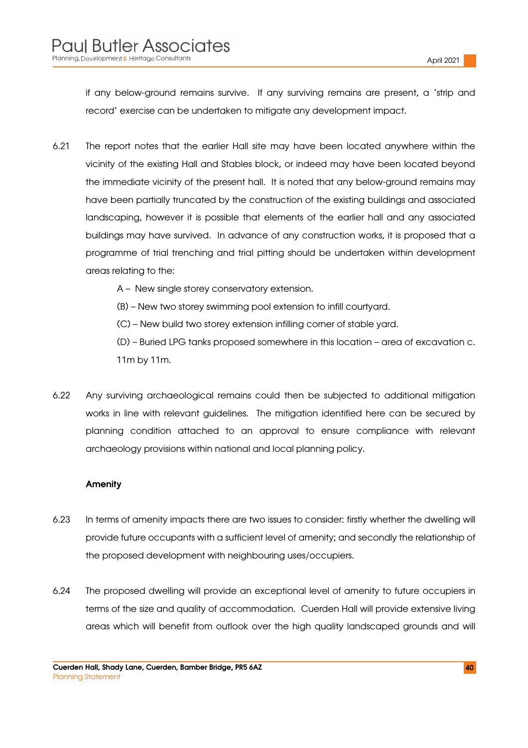if any below-ground remains survive. If any surviving remains are present, a 'strip and record' exercise can be undertaken to mitigate any development impact.

6.21 The report notes that the earlier Hall site may have been located anywhere within the vicinity of the existing Hall and Stables block, or indeed may have been located beyond the immediate vicinity of the present hall. It is noted that any below-ground remains may have been partially truncated by the construction of the existing buildings and associated landscaping, however it is possible that elements of the earlier hall and any associated buildings may have survived. In advance of any construction works, it is proposed that a programme of trial trenching and trial pitting should be undertaken within development areas relating to the:

A – New single storey conservatory extension.

(B) – New two storey swimming pool extension to infill courtyard.

(C) – New build two storey extension infilling corner of stable yard.

(D) – Buried LPG tanks proposed somewhere in this location – area of excavation c. 11m by 11m.

6.22 Any surviving archaeological remains could then be subjected to additional mitigation works in line with relevant guidelines. The mitigation identified here can be secured by planning condition attached to an approval to ensure compliance with relevant archaeology provisions within national and local planning policy.

**Amenity**

6.23 In terms of amenity impacts there are two issues to consider: firstly whether the dwelling will provide future occupants with a sufficient level of amenity; and secondly the relationship of the proposed development with neighbouring uses/occupiers.

6.24 The proposed dwelling will provide an exceptional level of amenity to future occupiers in terms of the size and quality of accommodation. Cuerden Hall will provide extensive living areas which will benefit from outlook over the high quality landscaped grounds and will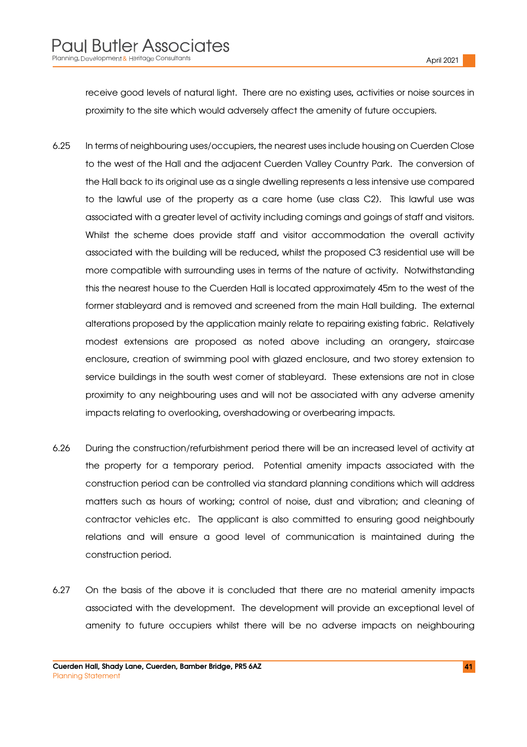receive good levels of natural light. There are no existing uses, activities or noise sources in proximity to the site which would adversely affect the amenity of future occupiers.

6.25 In terms of neighbouring uses/occupiers, the nearest uses include housing on Cuerden Close to the west of the Hall and the adjacent Cuerden Valley Country Park. The conversion of the Hall back to its original use as a single dwelling represents a less intensive use compared to the lawful use of the property as a care home (use class C2). This lawful use was associated with a greater level of activity including comings and goings of staff and visitors. Whilst the scheme does provide staff and visitor accommodation the overall activity associated with the building will be reduced, whilst the proposed C3 residential use will be more compatible with surrounding uses in terms of the nature of activity. Notwithstanding this the nearest house to the Cuerden Hall is located approximately 45m to the west of the former stableyard and is removed and screened from the main Hall building. The external alterations proposed by the application mainly relate to repairing existing fabric. Relatively modest extensions are proposed as noted above including an orangery, staircase enclosure, creation of swimming pool with glazed enclosure, and two storey extension to service buildings in the south west corner of stableyard. These extensions are not in close proximity to any neighbouring uses and will not be associated with any adverse amenity impacts relating to overlooking, overshadowing or overbearing impacts.

6.26 During the construction/refurbishment period there will be an increased level of activity at the property for a temporary period. Potential amenity impacts associated with the construction period can be controlled via standard planning conditions which will address matters such as hours of working; control of noise, dust and vibration; and cleaning of contractor vehicles etc. The applicant is also committed to ensuring good neighbourly relations and will ensure a good level of communication is maintained during the construction period.

6.27 On the basis of the above it is concluded that there are no material amenity impacts associated with the development. The development will provide an exceptional level of amenity to future occupiers whilst there will be no adverse impacts on neighbouring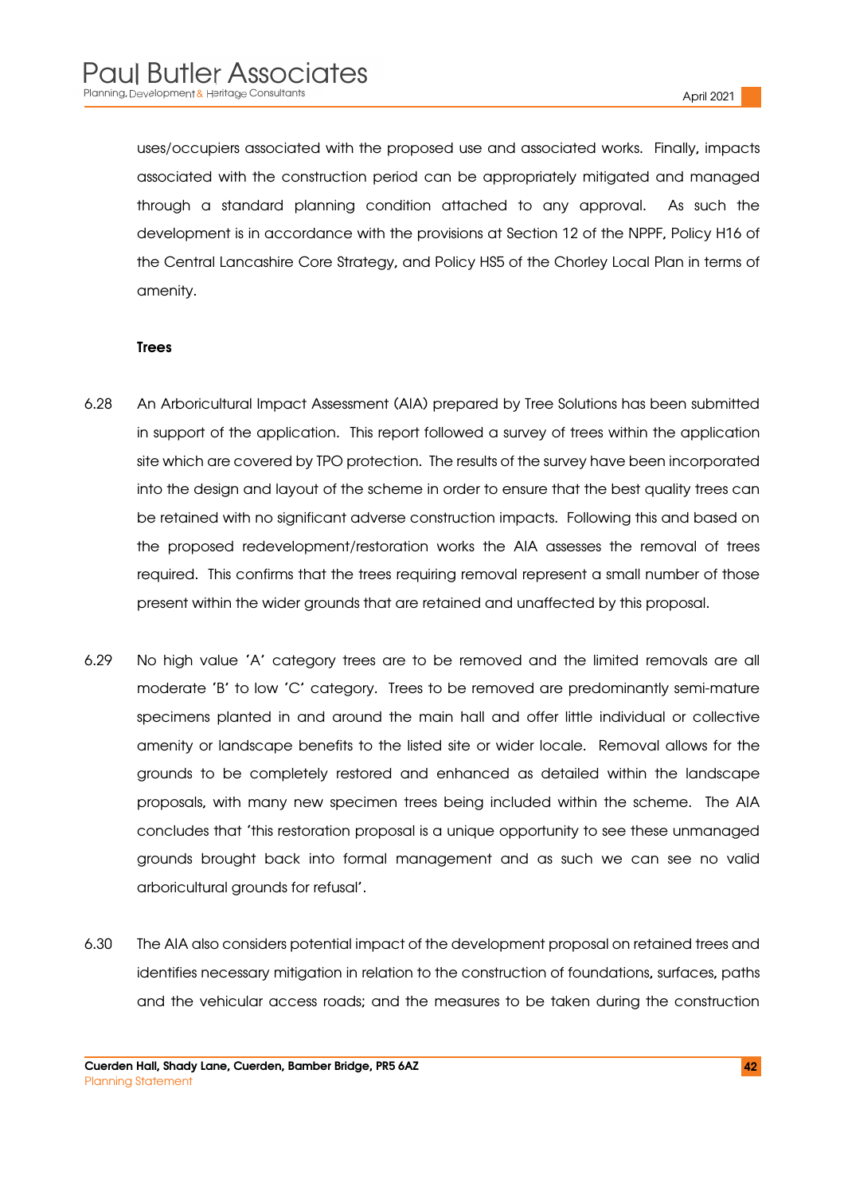uses/occupiers associated with the proposed use and associated works. Finally, impacts associated with the construction period can be appropriately mitigated and managed through a standard planning condition attached to any approval. As such the development is in accordance with the provisions at Section 12 of the NPPF, Policy H16 of the Central Lancashire Core Strategy, and Policy HS5 of the Chorley Local Plan in terms of amenity.

**Trees**

6.28 An Arboricultural Impact Assessment (AIA) prepared by Tree Solutions has been submitted in support of the application. This report followed a survey of trees within the application site which are covered by TPO protection. The results of the survey have been incorporated into the design and layout of the scheme in order to ensure that the best quality trees can be retained with no significant adverse construction impacts. Following this and based on the proposed redevelopment/restoration works the AIA assesses the removal of trees required. This confirms that the trees requiring removal represent a small number of those present within the wider grounds that are retained and unaffected by this proposal.

6.29 No high value 'A' category trees are to be removed and the limited removals are all moderate 'B' to low 'C' category. Trees to be removed are predominantly semi-mature specimens planted in and around the main hall and offer little individual or collective amenity or landscape benefits to the listed site or wider locale. Removal allows for the grounds to be completely restored and enhanced as detailed within the landscape proposals, with many new specimen trees being included within the scheme. The AIA concludes that 'this restoration proposal is a unique opportunity to see these unmanaged grounds brought back into formal management and as such we can see no valid arboricultural grounds for refusal'.

6.30 The AIA also considers potential impact of the development proposal on retained trees and identifies necessary mitigation in relation to the construction of foundations, surfaces, paths and the vehicular access roads; and the measures to be taken during the construction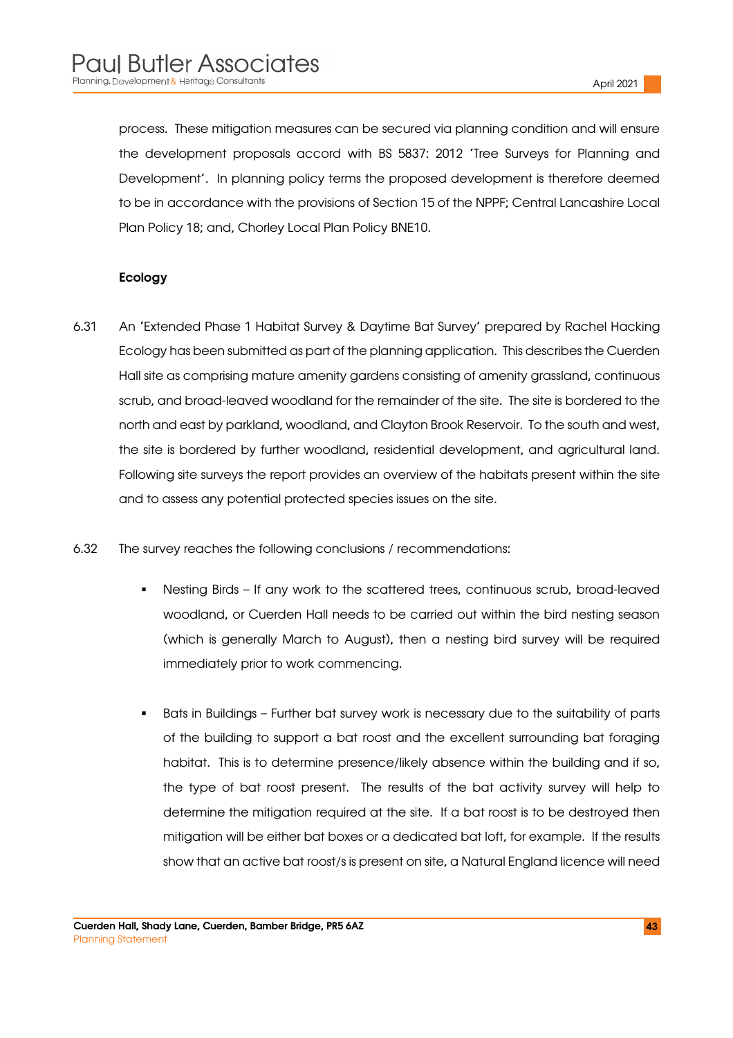process. These mitigation measures can be secured via planning condition and will ensure the development proposals accord with BS 5837: 2012 'Tree Surveys for Planning and Development'. In planning policy terms the proposed development is therefore deemed to be in accordance with the provisions of Section 15 of the NPPF; Central Lancashire Local Plan Policy 18; and, Chorley Local Plan Policy BNE10.

**Ecology**

6.31 An 'Extended Phase 1 Habitat Survey & Daytime Bat Survey' prepared by Rachel Hacking Ecology has been submitted as part of the planning application. This describes the Cuerden Hall site as comprising mature amenity gardens consisting of amenity grassland, continuous scrub, and broad-leaved woodland for the remainder of the site. The site is bordered to the north and east by parkland, woodland, and Clayton Brook Reservoir. To the south and west, the site is bordered by further woodland, residential development, and agricultural land. Following site surveys the report provides an overview of the habitats present within the site and to assess any potential protected species issues on the site.

6.32 The survey reaches the following conclusions / recommendations:

- Nesting Birds – If any work to the scattered trees, continuous scrub, broad-leaved woodland, or Cuerden Hall needs to be carried out within the bird nesting season (which is generally March to August), then a nesting bird survey will be required immediately prior to work commencing.

- Bats in Buildings – Further bat survey work is necessary due to the suitability of parts of the building to support a bat roost and the excellent surrounding bat foraging habitat. This is to determine presence/likely absence within the building and if so, the type of bat roost present. The results of the bat activity survey will help to determine the mitigation required at the site. If a bat roost is to be destroyed then mitigation will be either bat boxes or a dedicated bat loft, for example. If the results show that an active bat roost/s is present on site, a Natural England licence will need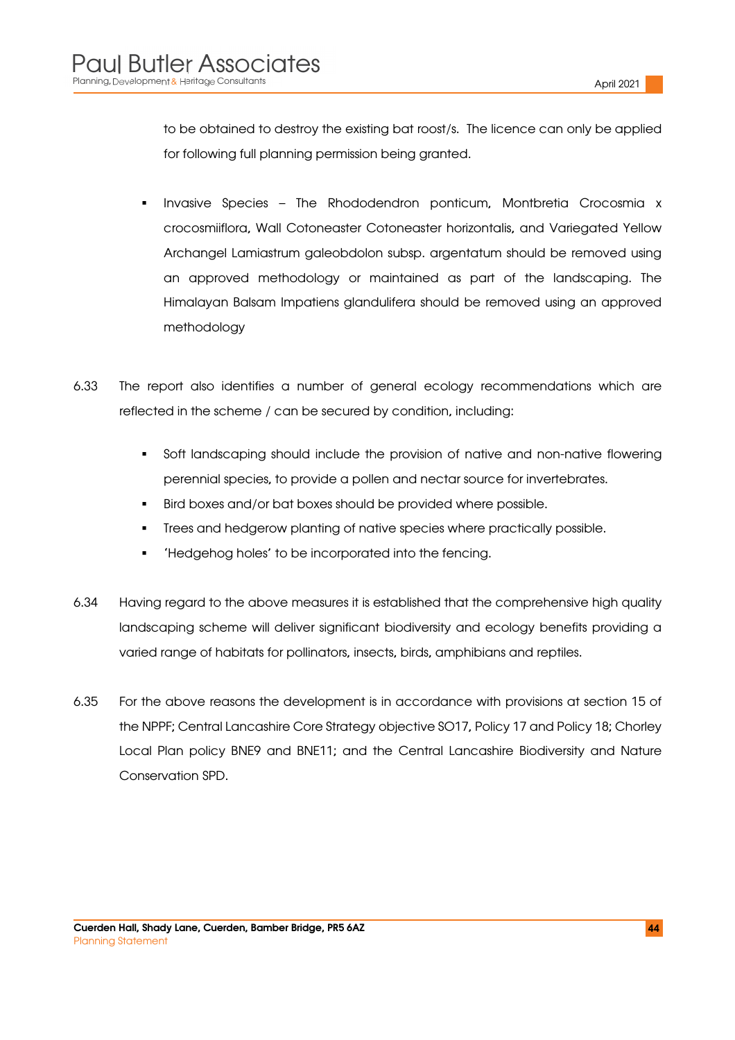to be obtained to destroy the existing bat roost/s. The licence can only be applied for following full planning permission being granted.

- Invasive Species – The Rhododendron ponticum, Montbretia Crocosmia x crocosmiiflora, Wall Cotoneaster Cotoneaster horizontalis, and Variegated Yellow Archangel Lamiastrum galeobdolon subsp. argentatum should be removed using an approved methodology or maintained as part of the landscaping. The Himalayan Balsam Impatiens glandulifera should be removed using an approved methodology

6.33 The report also identifies a number of general ecology recommendations which are reflected in the scheme / can be secured by condition, including:

- Soft landscaping should include the provision of native and non-native flowering perennial species, to provide a pollen and nectar source for invertebrates.
- Bird boxes and/or bat boxes should be provided where possible.
- Trees and hedgerow planting of native species where practically possible.
- 'Hedgehog holes' to be incorporated into the fencing.

6.34 Having regard to the above measures it is established that the comprehensive high quality landscaping scheme will deliver significant biodiversity and ecology benefits providing a varied range of habitats for pollinators, insects, birds, amphibians and reptiles.

6.35 For the above reasons the development is in accordance with provisions at section 15 of the NPPF; Central Lancashire Core Strategy objective SO17, Policy 17 and Policy 18; Chorley Local Plan policy BNE9 and BNE11; and the Central Lancashire Biodiversity and Nature Conservation SPD.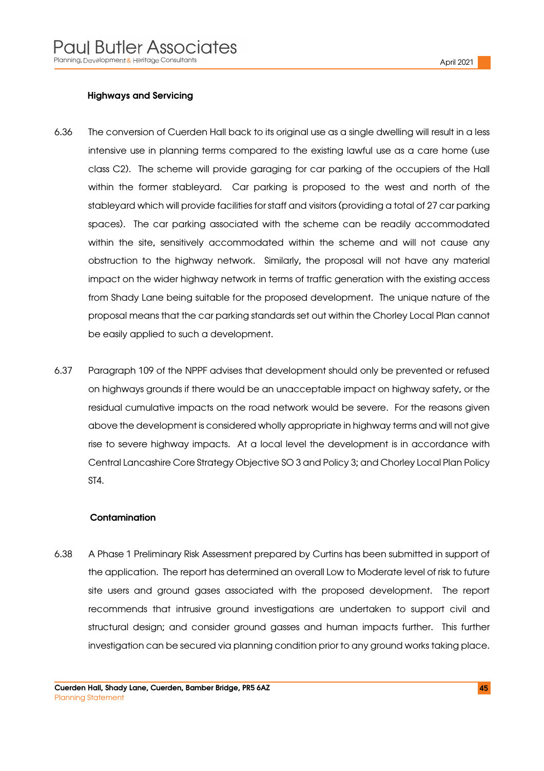#### Highways and Servicing

6.36 The conversion of Cuerden Hall back to its original use as a single dwelling will result in a less intensive use in planning terms compared to the existing lawful use as a care home (use class C2). The scheme will provide garaging for car parking of the occupiers of the Hall within the former stableyard. Car parking is proposed to the west and north of the stableyard which will provide facilities for staff and visitors (providing a total of 27 car parking spaces). The car parking associated with the scheme can be readily accommodated within the site, sensitively accommodated within the scheme and will not cause any obstruction to the highway network. Similarly, the proposal will not have any material impact on the wider highway network in terms of traffic generation with the existing access from Shady Lane being suitable for the proposed development. The unique nature of the proposal means that the car parking standards set out within the Chorley Local Plan cannot be easily applied to such a development.

6.37 Paragraph 109 of the NPPF advises that development should only be prevented or refused on highways grounds if there would be an unacceptable impact on highway safety, or the residual cumulative impacts on the road network would be severe. For the reasons given above the development is considered wholly appropriate in highway terms and will not give rise to severe highway impacts. At a local level the development is in accordance with Central Lancashire Core Strategy Objective SO 3 and Policy 3; and Chorley Local Plan Policy ST4.

#### Contamination

6.38 A Phase 1 Preliminary Risk Assessment prepared by Curtins has been submitted in support of the application. The report has determined an overall Low to Moderate level of risk to future site users and ground gases associated with the proposed development. The report recommends that intrusive ground investigations are undertaken to support civil and structural design; and consider ground gasses and human impacts further. This further investigation can be secured via planning condition prior to any ground works taking place.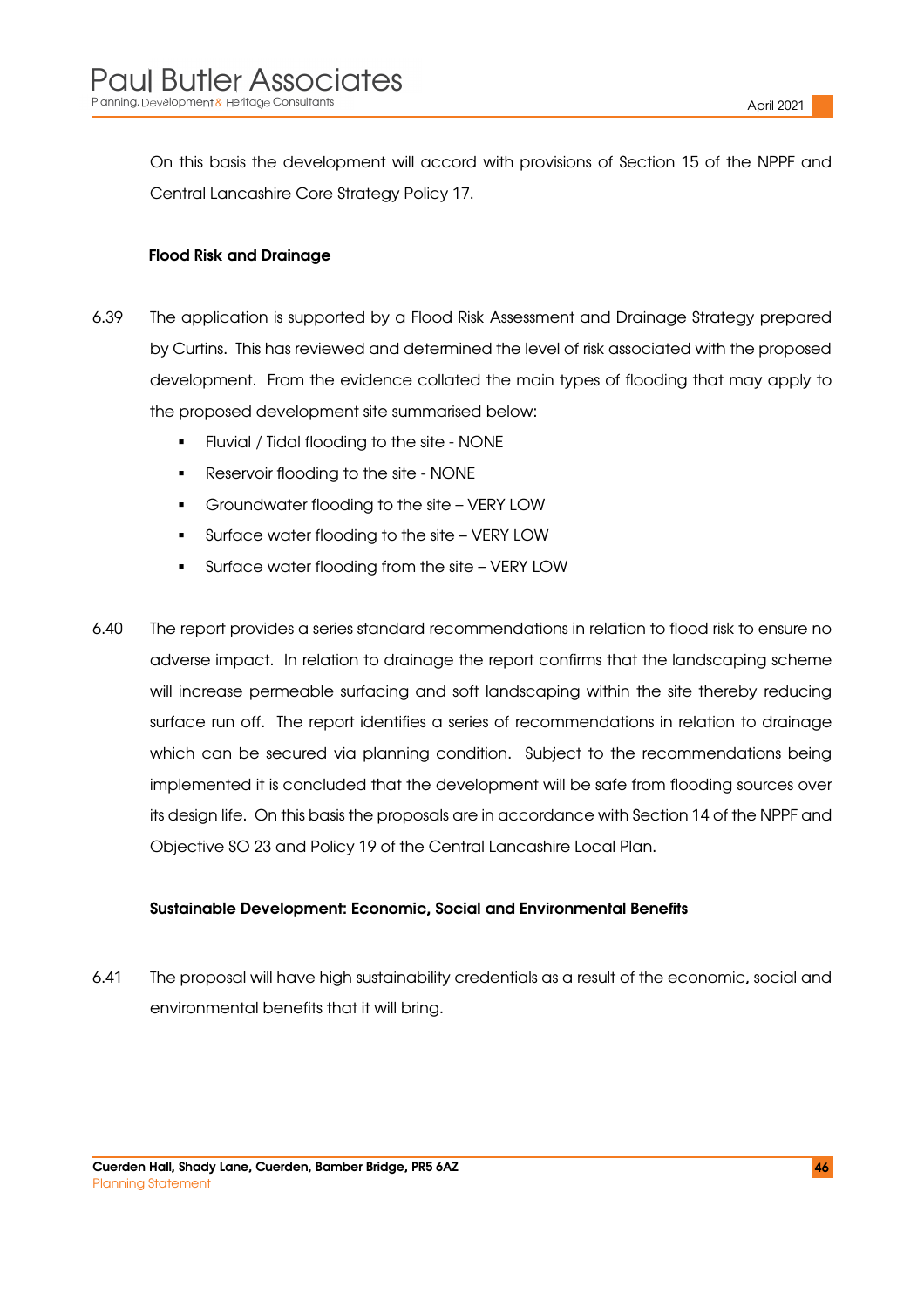On this basis the development will accord with provisions of Section 15 of the NPPF and Central Lancashire Core Strategy Policy 17.

**Flood Risk and Drainage**

6.39 The application is supported by a Flood Risk Assessment and Drainage Strategy prepared by Curtins. This has reviewed and determined the level of risk associated with the proposed development. From the evidence collated the main types of flooding that may apply to the proposed development site summarised below:

- Fluvial / Tidal flooding to the site - NONE
- Reservoir flooding to the site - NONE
- Groundwater flooding to the site – VERY LOW
- Surface water flooding to the site – VERY LOW
- Surface water flooding from the site – VERY LOW

6.40 The report provides a series standard recommendations in relation to flood risk to ensure no adverse impact. In relation to drainage the report confirms that the landscaping scheme will increase permeable surfacing and soft landscaping within the site thereby reducing surface run off. The report identifies a series of recommendations in relation to drainage which can be secured via planning condition. Subject to the recommendations being implemented it is concluded that the development will be safe from flooding sources over its design life. On this basis the proposals are in accordance with Section 14 of the NPPF and Objective SO 23 and Policy 19 of the Central Lancashire Local Plan.

**Sustainable Development: Economic, Social and Environmental Benefits**

6.41 The proposal will have high sustainability credentials as a result of the economic, social and environmental benefits that it will bring.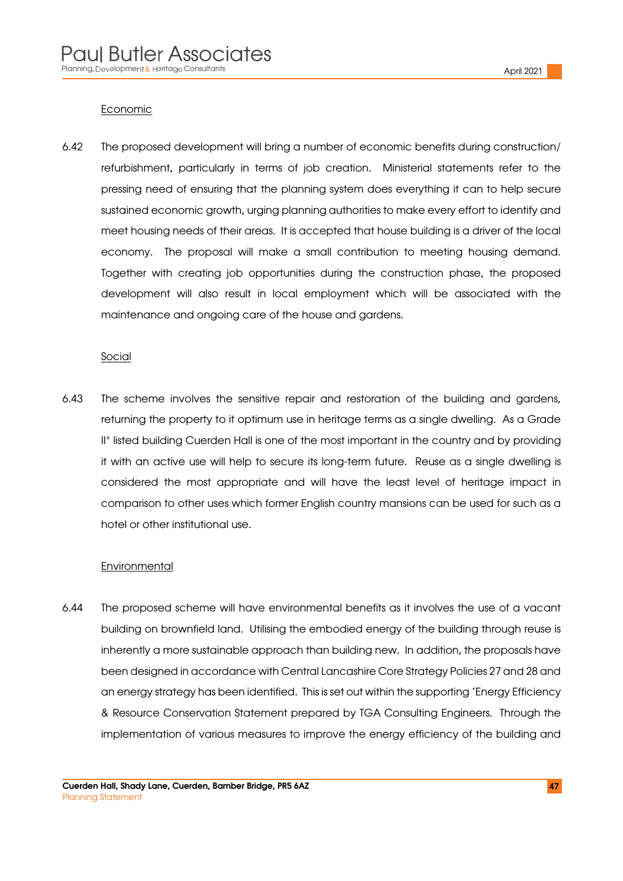Economic

6.42 The proposed development will bring a number of economic benefits during construction/ refurbishment, particularly in terms of job creation. Ministerial statements refer to the pressing need of ensuring that the planning system does everything it can to help secure sustained economic growth, urging planning authorities to make every effort to identify and meet housing needs of their areas. It is accepted that house building is a driver of the local economy. The proposal will make a small contribution to meeting housing demand. Together with creating job opportunities during the construction phase, the proposed development will also result in local employment which will be associated with the maintenance and ongoing care of the house and gardens.

Social

6.43 The scheme involves the sensitive repair and restoration of the building and gardens, returning the property to it optimum use in heritage terms as a single dwelling. As a Grade II* listed building Cuerden Hall is one of the most important in the country and by providing it with an active use will help to secure its long-term future. Reuse as a single dwelling is considered the most appropriate and will have the least level of heritage impact in comparison to other uses which former English country mansions can be used for such as a hotel or other institutional use.

Environmental

6.44 The proposed scheme will have environmental benefits as it involves the use of a vacant building on brownfield land. Utilising the embodied energy of the building through reuse is inherently a more sustainable approach than building new. In addition, the proposals have been designed in accordance with Central Lancashire Core Strategy Policies 27 and 28 and an energy strategy has been identified. This is set out within the supporting 'Energy Efficiency & Resource Conservation Statement prepared by TGA Consulting Engineers. Through the implementation of various measures to improve the energy efficiency of the building and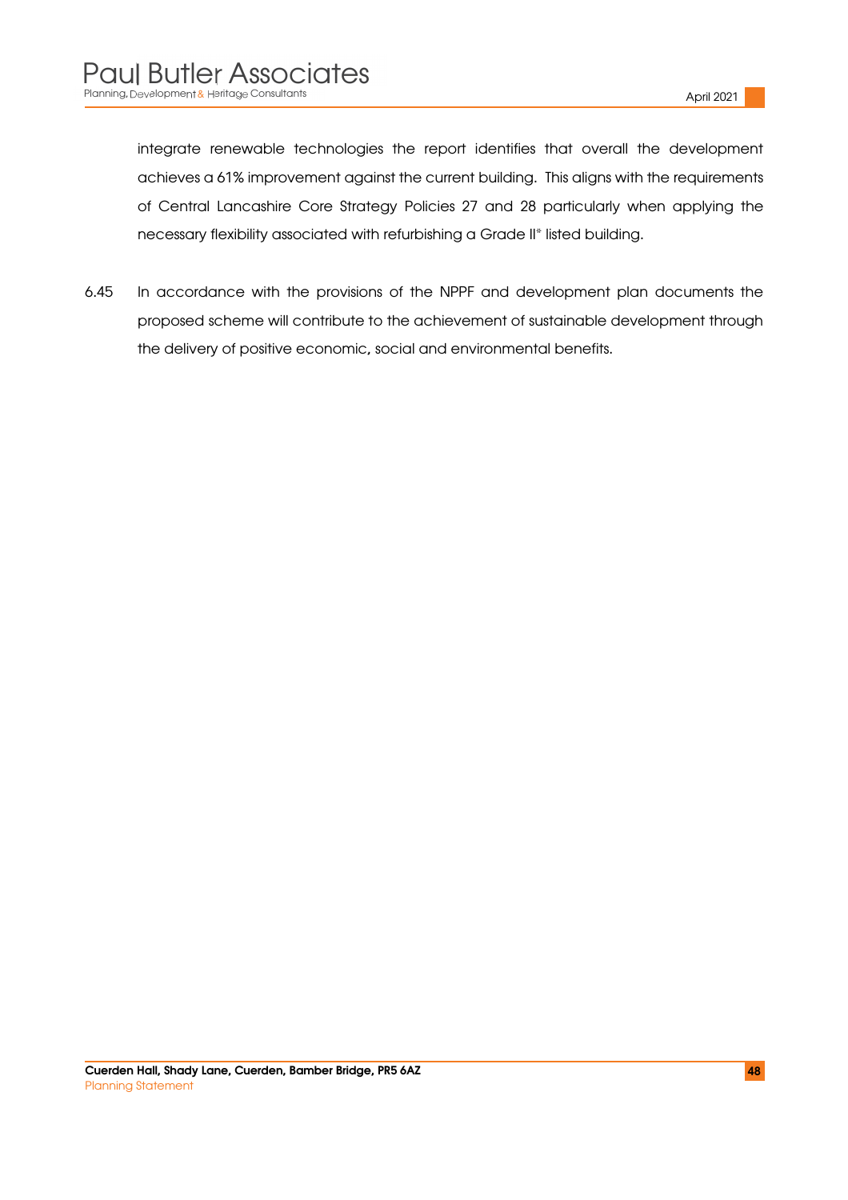integrate renewable technologies the report identifies that overall the development achieves a 61% improvement against the current building. This aligns with the requirements of Central Lancashire Core Strategy Policies 27 and 28 particularly when applying the necessary flexibility associated with refurbishing a Grade II* listed building.

6.45 In accordance with the provisions of the NPPF and development plan documents the proposed scheme will contribute to the achievement of sustainable development through the delivery of positive economic, social and environmental benefits.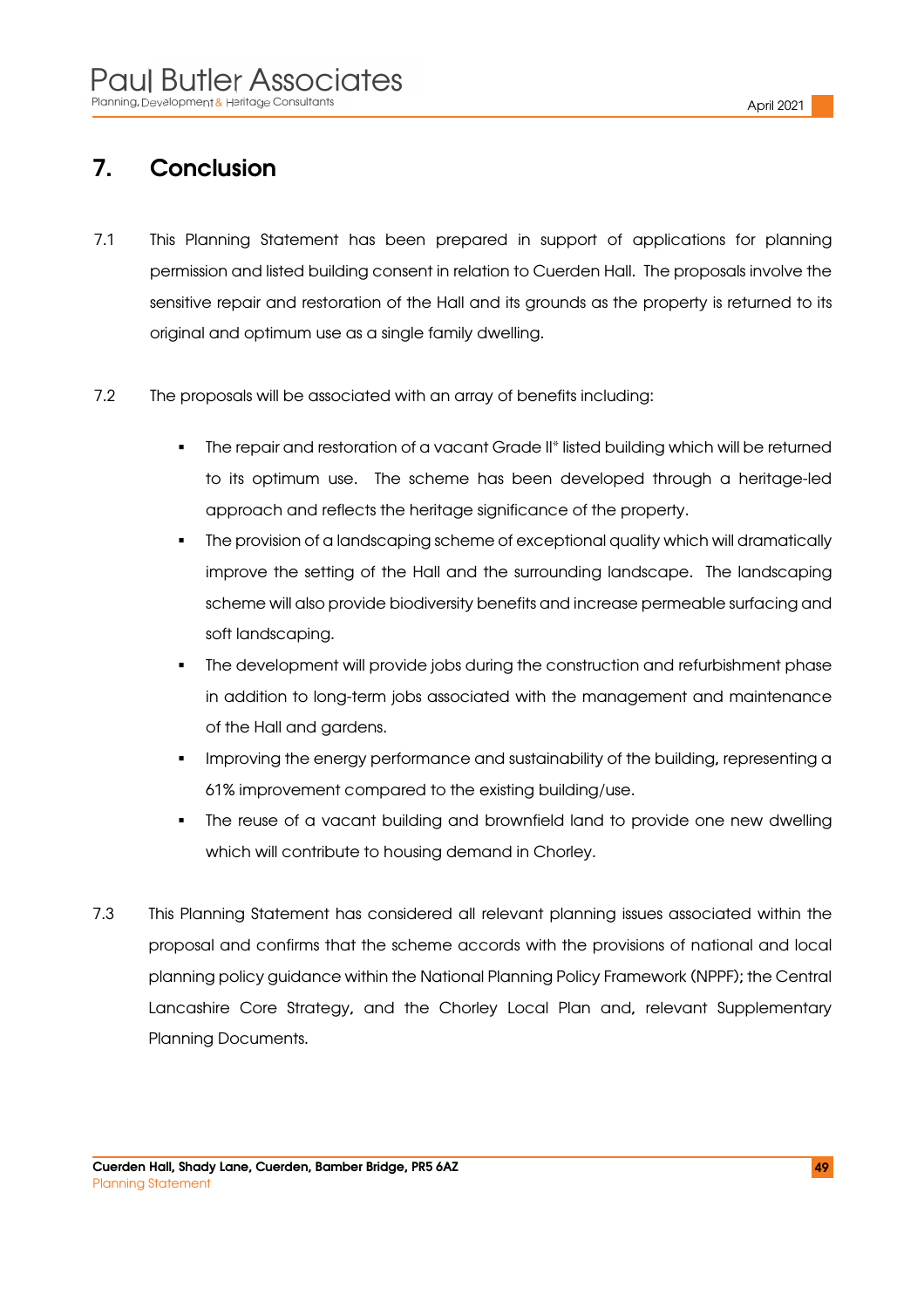# 7. Conclusion

7.1 This Planning Statement has been prepared in support of applications for planning permission and listed building consent in relation to Cuerden Hall. The proposals involve the sensitive repair and restoration of the Hall and its grounds as the property is returned to its original and optimum use as a single family dwelling.

7.2 The proposals will be associated with an array of benefits including:

- The repair and restoration of a vacant Grade II* listed building which will be returned to its optimum use. The scheme has been developed through a heritage-led approach and reflects the heritage significance of the property.
- The provision of a landscaping scheme of exceptional quality which will dramatically improve the setting of the Hall and the surrounding landscape. The landscaping scheme will also provide biodiversity benefits and increase permeable surfacing and soft landscaping.
- The development will provide jobs during the construction and refurbishment phase in addition to long-term jobs associated with the management and maintenance of the Hall and gardens.
- Improving the energy performance and sustainability of the building, representing a 61% improvement compared to the existing building/use.
- The reuse of a vacant building and brownfield land to provide one new dwelling which will contribute to housing demand in Chorley.

7.3 This Planning Statement has considered all relevant planning issues associated within the proposal and confirms that the scheme accords with the provisions of national and local planning policy guidance within the National Planning Policy Framework (NPPF); the Central Lancashire Core Strategy, and the Chorley Local Plan and, relevant Supplementary Planning Documents.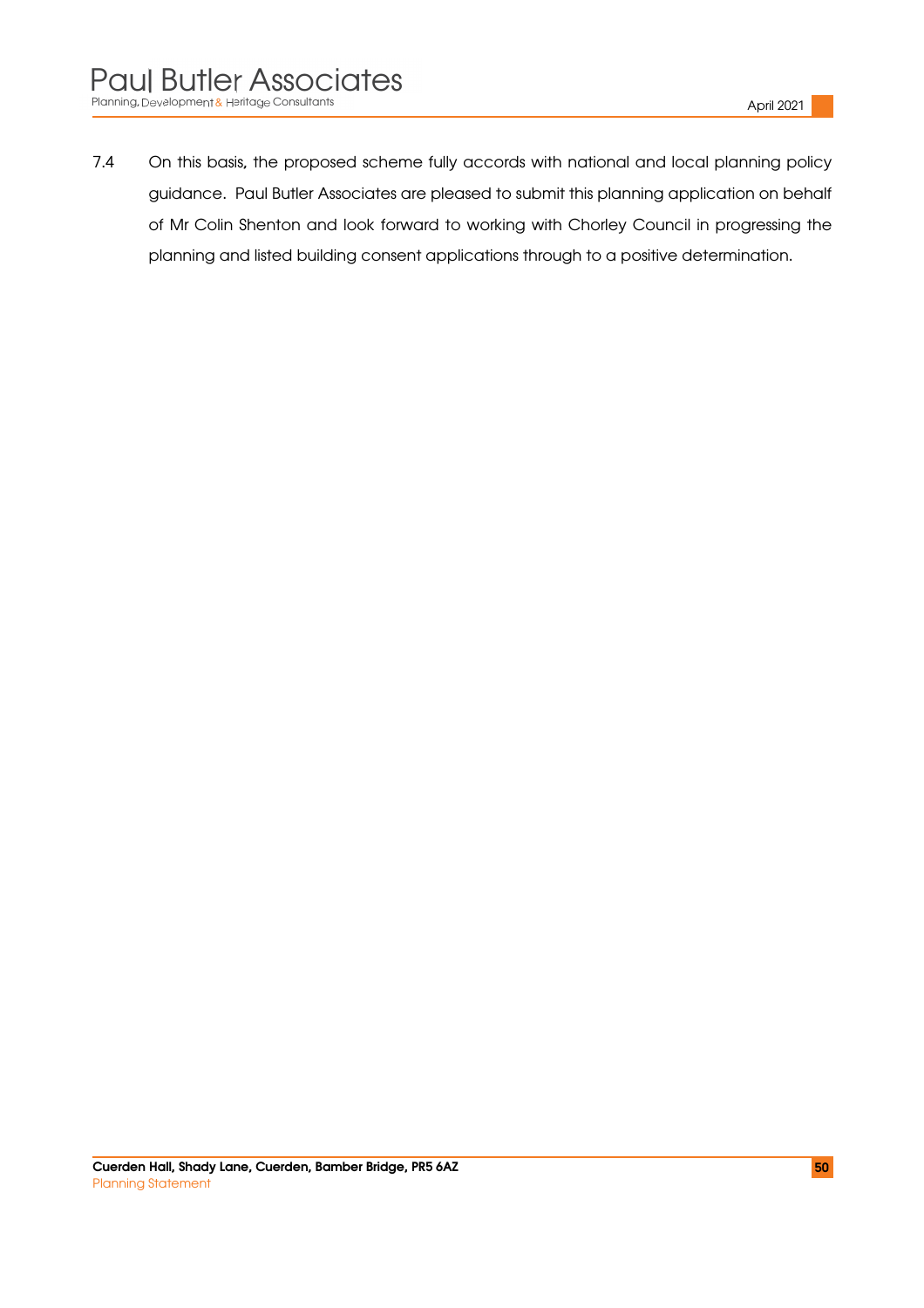7.4 On this basis, the proposed scheme fully accords with national and local planning policy guidance. Paul Butler Associates are pleased to submit this planning application on behalf of Mr Colin Shenton and look forward to working with Chorley Council in progressing the planning and listed building consent applications through to a positive determination.